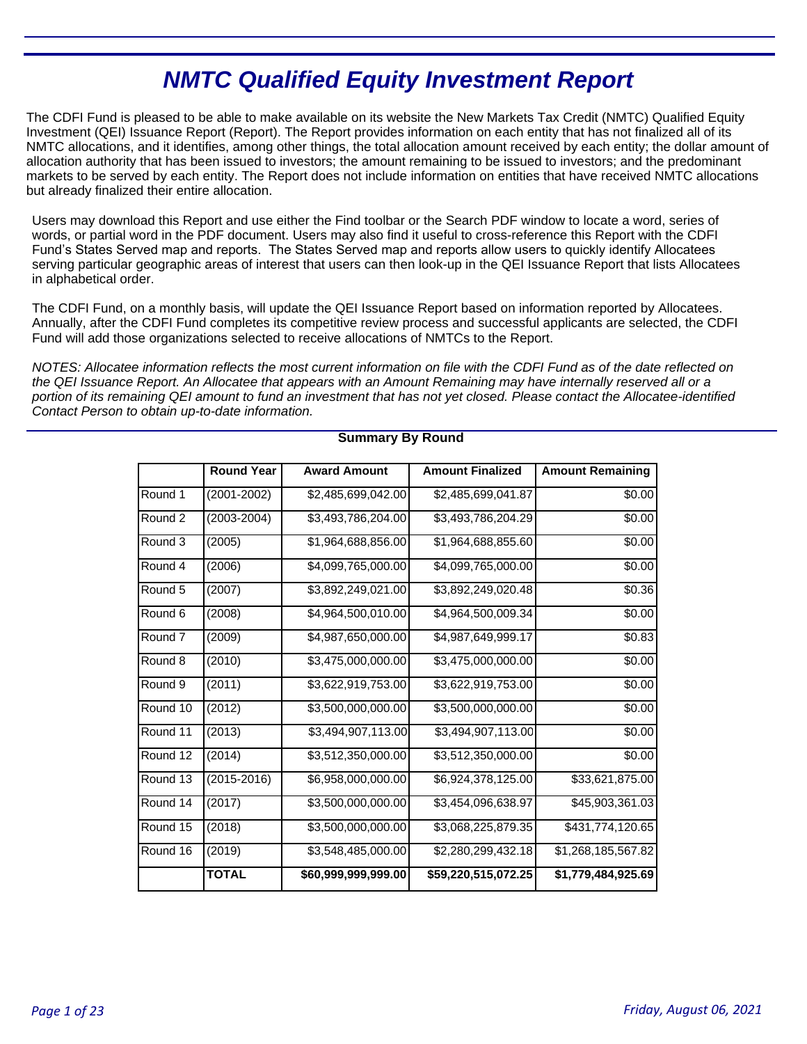# NMTC Qualified Equity Investment Report

The CDFI Fund is pleased to be able to make available on its website the New Markets Tax Credit (NMTC) Qualified Equity Investment (QEI) Issuance Report (Report). The Report provides information on each entity that has not finalized all of its NMTC allocations, and it identifies, among other things, the total allocation amount received by each entity; the dollar amount of allocation authority that has been issued to investors; the amount remaining to be issued to investors; and the predominant markets to be served by each entity. The Report does not include information on entities that have received NMTC allocations but already finalized their entire allocation.

Users may download this Report and use either the Find toolbar or the Search PDF window to locate a word, series of words, or partial word in the PDF document. Users may also find it useful to cross-reference this Report with the CDFI Fund's States Served map and reports. The States Served map and reports allow users to quickly identify Allocatees serving particular geographic areas of interest that users can then look-up in the QEI Issuance Report that lists Allocatees in alphabetical order.

The CDFI Fund, on a monthly basis, will update the QEI Issuance Report based on information reported by Allocatees. Annually, after the CDFI Fund completes its competitive review process and successful applicants are selected, the CDFI Fund will add those organizations selected to receive allocations of NMTCs to the Report.

*NOTES: Allocatee information reflects the most current information on file with the CDFI Fund as of the date reflected on the QEI Issuance Report. An Allocatee that appears with an Amount Remaining may have internally reserved all or a portion of its remaining QEI amount to fund an investment that has not yet closed. Please contact the Allocatee-identified Contact Person to obtain up-to-date information.*

**Summary By Round**

| | Round Year | Award Amount | Amount Finalized | Amount Remaining |
|---|---|---|---|---|
| Round 1 | (2001-2002) | $2,485,699,042.00 | $2,485,699,041.87 | $0.00 |
| Round 2 | (2003-2004) | $3,493,786,204.00 | $3,493,786,204.29 | $0.00 |
| Round 3 | (2005) | $1,964,688,856.00 | $1,964,688,855.60 | $0.00 |
| Round 4 | (2006) | $4,099,765,000.00 | $4,099,765,000.00 | $0.00 |
| Round 5 | (2007) | $3,892,249,021.00 | $3,892,249,020.48 | $0.36 |
| Round 6 | (2008) | $4,964,500,010.00 | $4,964,500,009.34 | $0.00 |
| Round 7 | (2009) | $4,987,650,000.00 | $4,987,649,999.17 | $0.83 |
| Round 8 | (2010) | $3,475,000,000.00 | $3,475,000,000.00 | $0.00 |
| Round 9 | (2011) | $3,622,919,753.00 | $3,622,919,753.00 | $0.00 |
| Round 10 | (2012) | $3,500,000,000.00 | $3,500,000,000.00 | $0.00 |
| Round 11 | (2013) | $3,494,907,113.00 | $3,494,907,113.00 | $0.00 |
| Round 12 | (2014) | $3,512,350,000.00 | $3,512,350,000.00 | $0.00 |
| Round 13 | (2015-2016) | $6,958,000,000.00 | $6,924,378,125.00 | $33,621,875.00 |
| Round 14 | (2017) | $3,500,000,000.00 | $3,454,096,638.97 | $45,903,361.03 |
| Round 15 | (2018) | $3,500,000,000.00 | $3,068,225,879.35 | $431,774,120.65 |
| Round 16 | (2019) | $3,548,485,000.00 | $2,280,299,432.18 | $1,268,185,567.82 |
| | **TOTAL** | **$60,999,999,999.00** | **$59,220,515,072.25** | **$1,779,484,925.69** |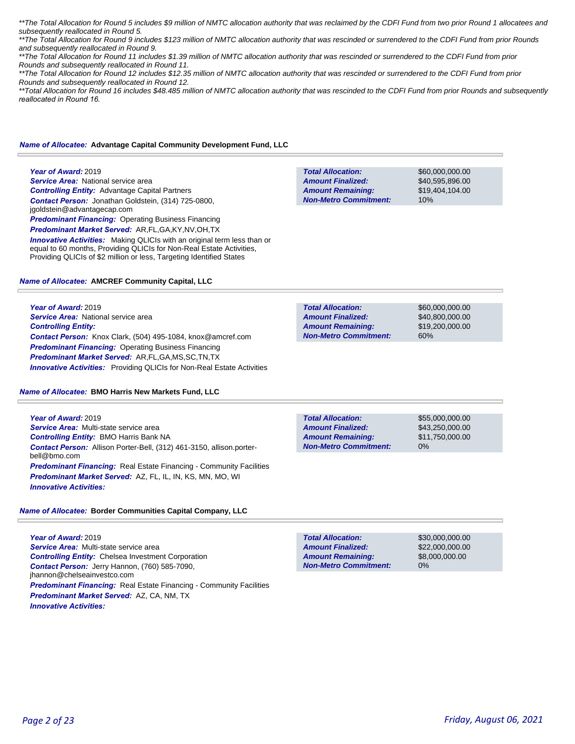*\*\*The Total Allocation for Round 5 includes $9 million of NMTC allocation authority that was reclaimed by the CDFI Fund from two prior Round 1 allocatees and subsequently reallocated in Round 5.*

*\*\*The Total Allocation for Round 9 includes $123 million of NMTC allocation authority that was rescinded or surrendered to the CDFI Fund from prior Rounds and subsequently reallocated in Round 9.*

*\*\*The Total Allocation for Round 11 includes $1.39 million of NMTC allocation authority that was rescinded or surrendered to the CDFI Fund from prior Rounds and subsequently reallocated in Round 11.*

*\*\*The Total Allocation for Round 12 includes $12.35 million of NMTC allocation authority that was rescinded or surrendered to the CDFI Fund from prior Rounds and subsequently reallocated in Round 12.*

*\*\*Total Allocation for Round 16 includes $48.485 million of NMTC allocation authority that was rescinded to the CDFI Fund from prior Rounds and subsequently reallocated in Round 16.*

## *Name of Allocatee:* Advantage Capital Community Development Fund, LLC

***Year of Award:*** 2019
***Service Area:*** National service area
***Controlling Entity:*** Advantage Capital Partners
***Contact Person:*** Jonathan Goldstein, (314) 725-0800, jgoldstein@advantagecap.com
***Predominant Financing:*** Operating Business Financing
***Predominant Market Served:*** AR,FL,GA,KY,NV,OH,TX
***Innovative Activities:*** Making QLICIs with an original term less than or equal to 60 months, Providing QLICIs for Non-Real Estate Activities, Providing QLICIs of $2 million or less, Targeting Identified States

| | |
|---|---|
| ***Total Allocation:*** | $60,000,000.00 |
| ***Amount Finalized:*** | $40,595,896.00 |
| ***Amount Remaining:*** | $19,404,104.00 |
| ***Non-Metro Commitment:*** | 10% |

## *Name of Allocatee:* AMCREF Community Capital, LLC

***Year of Award:*** 2019
***Service Area:*** National service area
***Controlling Entity:***
***Contact Person:*** Knox Clark, (504) 495-1084, knox@amcref.com
***Predominant Financing:*** Operating Business Financing
***Predominant Market Served:*** AR,FL,GA,MS,SC,TN,TX
***Innovative Activities:*** Providing QLICIs for Non-Real Estate Activities

| | |
|---|---|
| ***Total Allocation:*** | $60,000,000.00 |
| ***Amount Finalized:*** | $40,800,000.00 |
| ***Amount Remaining:*** | $19,200,000.00 |
| ***Non-Metro Commitment:*** | 60% |

## *Name of Allocatee:* BMO Harris New Markets Fund, LLC

***Year of Award:*** 2019
***Service Area:*** Multi-state service area
***Controlling Entity:*** BMO Harris Bank NA
***Contact Person:*** Allison Porter-Bell, (312) 461-3150, allison.porter-bell@bmo.com
***Predominant Financing:*** Real Estate Financing - Community Facilities
***Predominant Market Served:*** AZ, FL, IL, IN, KS, MN, MO, WI
***Innovative Activities:***

| | |
|---|---|
| ***Total Allocation:*** | $55,000,000.00 |
| ***Amount Finalized:*** | $43,250,000.00 |
| ***Amount Remaining:*** | $11,750,000.00 |
| ***Non-Metro Commitment:*** | 0% |

## *Name of Allocatee:* Border Communities Capital Company, LLC

***Year of Award:*** 2019
***Service Area:*** Multi-state service area
***Controlling Entity:*** Chelsea Investment Corporation
***Contact Person:*** Jerry Hannon, (760) 585-7090, jhannon@chelseainvestco.com
***Predominant Financing:*** Real Estate Financing - Community Facilities
***Predominant Market Served:*** AZ, CA, NM, TX
***Innovative Activities:***

| | |
|---|---|
| ***Total Allocation:*** | $30,000,000.00 |
| ***Amount Finalized:*** | $22,000,000.00 |
| ***Amount Remaining:*** | $8,000,000.00 |
| ***Non-Metro Commitment:*** | 0% |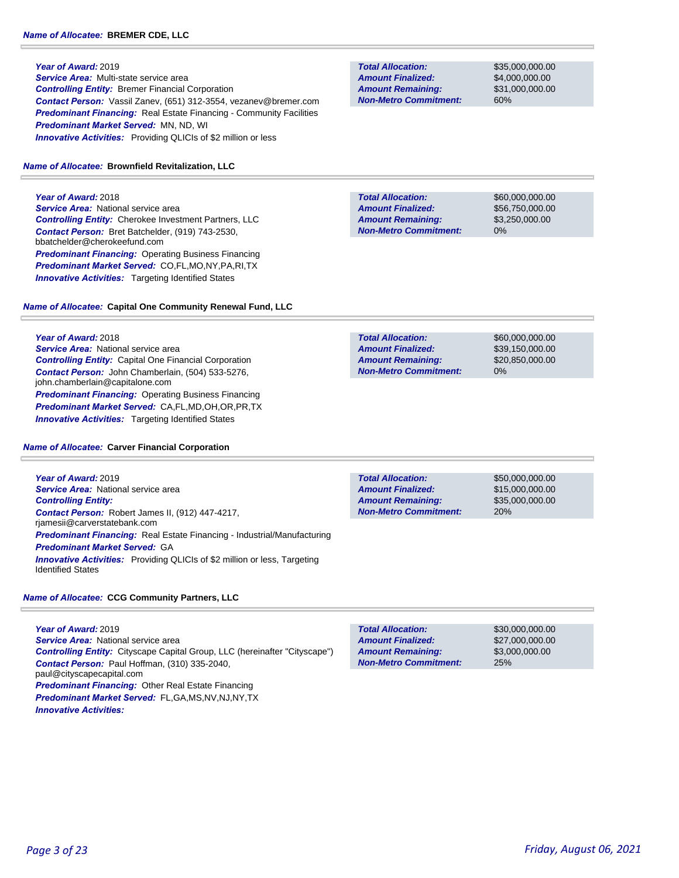**Name of Allocatee: BREMER CDE, LLC**

***Year of Award:*** 2019
***Service Area:*** Multi-state service area
***Controlling Entity:*** Bremer Financial Corporation
***Contact Person:*** Vassil Zanev, (651) 312-3554, vezanev@bremer.com
***Predominant Financing:*** Real Estate Financing - Community Facilities
***Predominant Market Served:*** MN, ND, WI
***Innovative Activities:*** Providing QLICIs of $2 million or less

| | |
|---|---|
| ***Total Allocation:*** | $35,000,000.00 |
| ***Amount Finalized:*** | $4,000,000.00 |
| ***Amount Remaining:*** | $31,000,000.00 |
| ***Non-Metro Commitment:*** | 60% |

**Name of Allocatee: Brownfield Revitalization, LLC**

***Year of Award:*** 2018
***Service Area:*** National service area
***Controlling Entity:*** Cherokee Investment Partners, LLC
***Contact Person:*** Bret Batchelder, (919) 743-2530, bbatchelder@cherokeefund.com
***Predominant Financing:*** Operating Business Financing
***Predominant Market Served:*** CO,FL,MO,NY,PA,RI,TX
***Innovative Activities:*** Targeting Identified States

| | |
|---|---|
| ***Total Allocation:*** | $60,000,000.00 |
| ***Amount Finalized:*** | $56,750,000.00 |
| ***Amount Remaining:*** | $3,250,000.00 |
| ***Non-Metro Commitment:*** | 0% |

**Name of Allocatee: Capital One Community Renewal Fund, LLC**

***Year of Award:*** 2018
***Service Area:*** National service area
***Controlling Entity:*** Capital One Financial Corporation
***Contact Person:*** John Chamberlain, (504) 533-5276, john.chamberlain@capitalone.com
***Predominant Financing:*** Operating Business Financing
***Predominant Market Served:*** CA,FL,MD,OH,OR,PR,TX
***Innovative Activities:*** Targeting Identified States

| | |
|---|---|
| ***Total Allocation:*** | $60,000,000.00 |
| ***Amount Finalized:*** | $39,150,000.00 |
| ***Amount Remaining:*** | $20,850,000.00 |
| ***Non-Metro Commitment:*** | 0% |

**Name of Allocatee: Carver Financial Corporation**

***Year of Award:*** 2019
***Service Area:*** National service area
***Controlling Entity:***
***Contact Person:*** Robert James II, (912) 447-4217, rjamesii@carverstatebank.com
***Predominant Financing:*** Real Estate Financing - Industrial/Manufacturing
***Predominant Market Served:*** GA
***Innovative Activities:*** Providing QLICIs of $2 million or less, Targeting Identified States

| | |
|---|---|
| ***Total Allocation:*** | $50,000,000.00 |
| ***Amount Finalized:*** | $15,000,000.00 |
| ***Amount Remaining:*** | $35,000,000.00 |
| ***Non-Metro Commitment:*** | 20% |

**Name of Allocatee: CCG Community Partners, LLC**

***Year of Award:*** 2019
***Service Area:*** National service area
***Controlling Entity:*** Cityscape Capital Group, LLC (hereinafter "Cityscape")
***Contact Person:*** Paul Hoffman, (310) 335-2040, paul@cityscapecapital.com
***Predominant Financing:*** Other Real Estate Financing
***Predominant Market Served:*** FL,GA,MS,NV,NJ,NY,TX
***Innovative Activities:***

| | |
|---|---|
| ***Total Allocation:*** | $30,000,000.00 |
| ***Amount Finalized:*** | $27,000,000.00 |
| ***Amount Remaining:*** | $3,000,000.00 |
| ***Non-Metro Commitment:*** | 25% |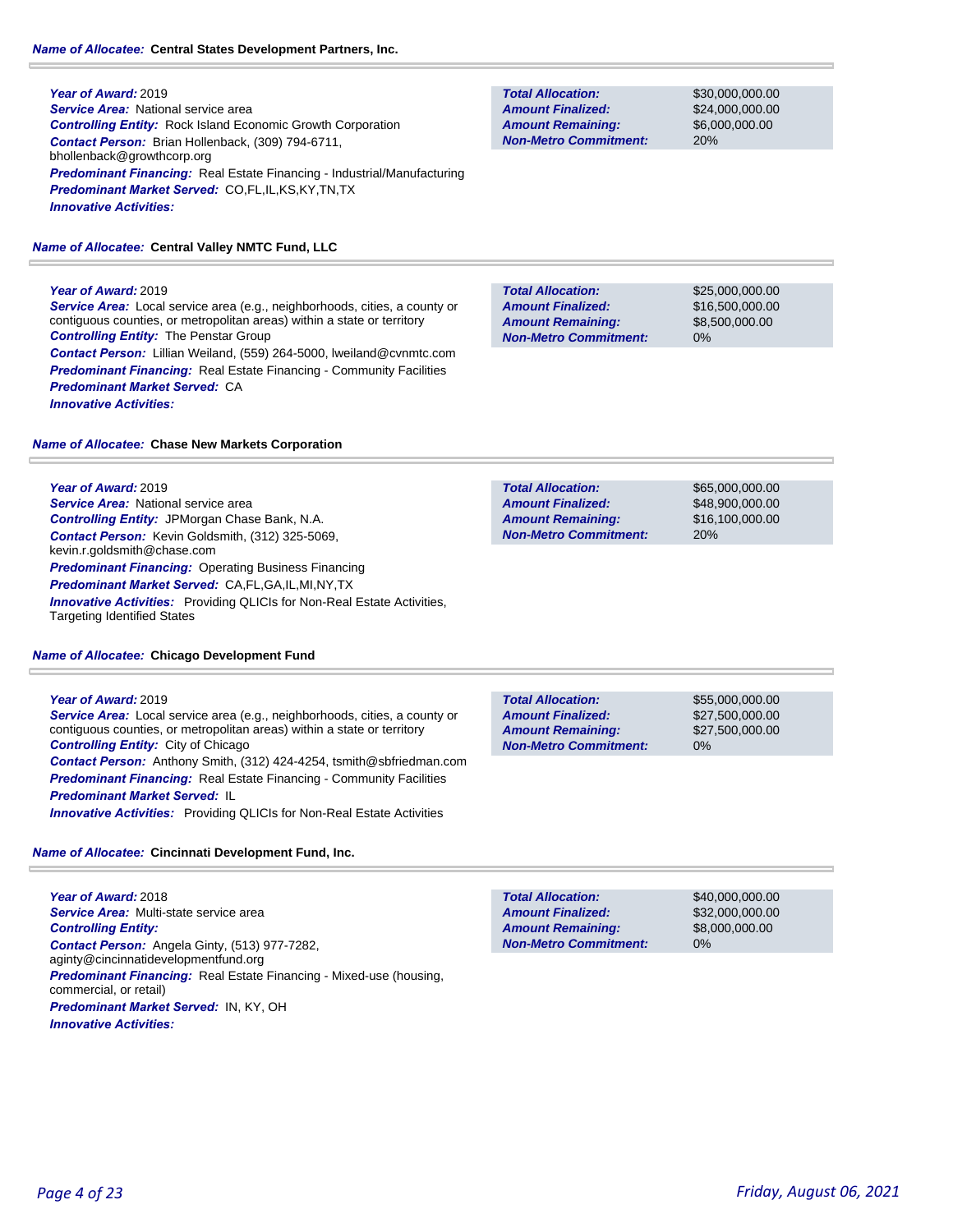**_Name of Allocatee:_** **Central States Development Partners, Inc.**

***Year of Award:*** 2019
***Service Area:*** National service area
***Controlling Entity:*** Rock Island Economic Growth Corporation
***Contact Person:*** Brian Hollenback, (309) 794-6711, bhollenback@growthcorp.org
***Predominant Financing:*** Real Estate Financing - Industrial/Manufacturing
***Predominant Market Served:*** CO,FL,IL,KS,KY,TN,TX
***Innovative Activities:***

| | |
|---|---|
| ***Total Allocation:*** | $30,000,000.00 |
| ***Amount Finalized:*** | $24,000,000.00 |
| ***Amount Remaining:*** | $6,000,000.00 |
| ***Non-Metro Commitment:*** | 20% |

**_Name of Allocatee:_** **Central Valley NMTC Fund, LLC**

***Year of Award:*** 2019
***Service Area:*** Local service area (e.g., neighborhoods, cities, a county or contiguous counties, or metropolitan areas) within a state or territory
***Controlling Entity:*** The Penstar Group
***Contact Person:*** Lillian Weiland, (559) 264-5000, lweiland@cvnmtc.com
***Predominant Financing:*** Real Estate Financing - Community Facilities
***Predominant Market Served:*** CA
***Innovative Activities:***

| | |
|---|---|
| ***Total Allocation:*** | $25,000,000.00 |
| ***Amount Finalized:*** | $16,500,000.00 |
| ***Amount Remaining:*** | $8,500,000.00 |
| ***Non-Metro Commitment:*** | 0% |

**_Name of Allocatee:_** **Chase New Markets Corporation**

***Year of Award:*** 2019
***Service Area:*** National service area
***Controlling Entity:*** JPMorgan Chase Bank, N.A.
***Contact Person:*** Kevin Goldsmith, (312) 325-5069, kevin.r.goldsmith@chase.com
***Predominant Financing:*** Operating Business Financing
***Predominant Market Served:*** CA,FL,GA,IL,MI,NY,TX
***Innovative Activities:*** Providing QLICIs for Non-Real Estate Activities, Targeting Identified States

| | |
|---|---|
| ***Total Allocation:*** | $65,000,000.00 |
| ***Amount Finalized:*** | $48,900,000.00 |
| ***Amount Remaining:*** | $16,100,000.00 |
| ***Non-Metro Commitment:*** | 20% |

**_Name of Allocatee:_** **Chicago Development Fund**

***Year of Award:*** 2019
***Service Area:*** Local service area (e.g., neighborhoods, cities, a county or contiguous counties, or metropolitan areas) within a state or territory
***Controlling Entity:*** City of Chicago
***Contact Person:*** Anthony Smith, (312) 424-4254, tsmith@sbfriedman.com
***Predominant Financing:*** Real Estate Financing - Community Facilities
***Predominant Market Served:*** IL
***Innovative Activities:*** Providing QLICIs for Non-Real Estate Activities

| | |
|---|---|
| ***Total Allocation:*** | $55,000,000.00 |
| ***Amount Finalized:*** | $27,500,000.00 |
| ***Amount Remaining:*** | $27,500,000.00 |
| ***Non-Metro Commitment:*** | 0% |

**_Name of Allocatee:_** **Cincinnati Development Fund, Inc.**

***Year of Award:*** 2018
***Service Area:*** Multi-state service area
***Controlling Entity:***
***Contact Person:*** Angela Ginty, (513) 977-7282, aginty@cincinnatidevelopmentfund.org
***Predominant Financing:*** Real Estate Financing - Mixed-use (housing, commercial, or retail)
***Predominant Market Served:*** IN, KY, OH
***Innovative Activities:***

| | |
|---|---|
| ***Total Allocation:*** | $40,000,000.00 |
| ***Amount Finalized:*** | $32,000,000.00 |
| ***Amount Remaining:*** | $8,000,000.00 |
| ***Non-Metro Commitment:*** | 0% |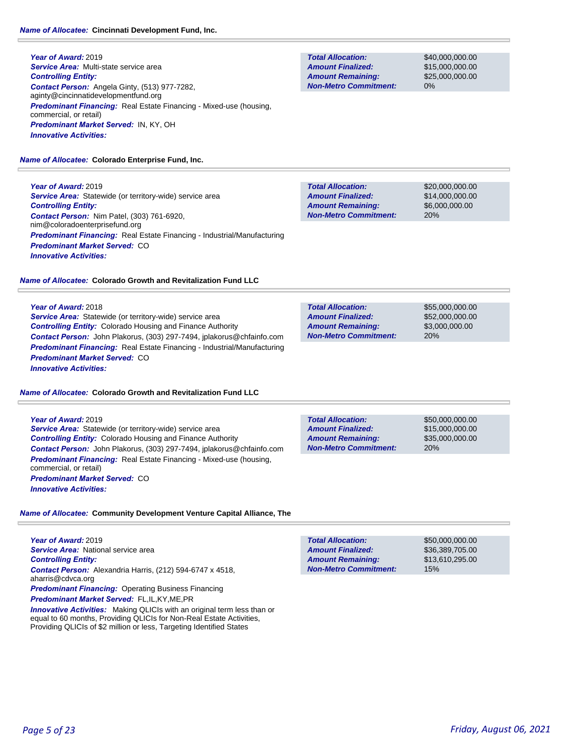**Name of Allocatee:** **Cincinnati Development Fund, Inc.**

***Year of Award:*** 2019
***Service Area:*** Multi-state service area
***Controlling Entity:***
***Contact Person:*** Angela Ginty, (513) 977-7282, aginty@cincinnatidevelopmentfund.org
***Predominant Financing:*** Real Estate Financing - Mixed-use (housing, commercial, or retail)
***Predominant Market Served:*** IN, KY, OH
***Innovative Activities:***

| | |
|---|---|
| ***Total Allocation:*** | $40,000,000.00 |
| ***Amount Finalized:*** | $15,000,000.00 |
| ***Amount Remaining:*** | $25,000,000.00 |
| ***Non-Metro Commitment:*** | 0% |

**Name of Allocatee:** **Colorado Enterprise Fund, Inc.**

***Year of Award:*** 2019
***Service Area:*** Statewide (or territory-wide) service area
***Controlling Entity:***
***Contact Person:*** Nim Patel, (303) 761-6920, nim@coloradoenterprisefund.org
***Predominant Financing:*** Real Estate Financing - Industrial/Manufacturing
***Predominant Market Served:*** CO
***Innovative Activities:***

| | |
|---|---|
| ***Total Allocation:*** | $20,000,000.00 |
| ***Amount Finalized:*** | $14,000,000.00 |
| ***Amount Remaining:*** | $6,000,000.00 |
| ***Non-Metro Commitment:*** | 20% |

**Name of Allocatee:** **Colorado Growth and Revitalization Fund LLC**

***Year of Award:*** 2018
***Service Area:*** Statewide (or territory-wide) service area
***Controlling Entity:*** Colorado Housing and Finance Authority
***Contact Person:*** John Plakorus, (303) 297-7494, jplakorus@chfainfo.com
***Predominant Financing:*** Real Estate Financing - Industrial/Manufacturing
***Predominant Market Served:*** CO
***Innovative Activities:***

| | |
|---|---|
| ***Total Allocation:*** | $55,000,000.00 |
| ***Amount Finalized:*** | $52,000,000.00 |
| ***Amount Remaining:*** | $3,000,000.00 |
| ***Non-Metro Commitment:*** | 20% |

**Name of Allocatee:** **Colorado Growth and Revitalization Fund LLC**

***Year of Award:*** 2019
***Service Area:*** Statewide (or territory-wide) service area
***Controlling Entity:*** Colorado Housing and Finance Authority
***Contact Person:*** John Plakorus, (303) 297-7494, jplakorus@chfainfo.com
***Predominant Financing:*** Real Estate Financing - Mixed-use (housing, commercial, or retail)
***Predominant Market Served:*** CO
***Innovative Activities:***

| | |
|---|---|
| ***Total Allocation:*** | $50,000,000.00 |
| ***Amount Finalized:*** | $15,000,000.00 |
| ***Amount Remaining:*** | $35,000,000.00 |
| ***Non-Metro Commitment:*** | 20% |

**Name of Allocatee:** **Community Development Venture Capital Alliance, The**

***Year of Award:*** 2019
***Service Area:*** National service area
***Controlling Entity:***
***Contact Person:*** Alexandria Harris, (212) 594-6747 x 4518, aharris@cdvca.org
***Predominant Financing:*** Operating Business Financing
***Predominant Market Served:*** FL,IL,KY,ME,PR
***Innovative Activities:*** Making QLICIs with an original term less than or equal to 60 months, Providing QLICIs for Non-Real Estate Activities, Providing QLICIs of $2 million or less, Targeting Identified States

| | |
|---|---|
| ***Total Allocation:*** | $50,000,000.00 |
| ***Amount Finalized:*** | $36,389,705.00 |
| ***Amount Remaining:*** | $13,610,295.00 |
| ***Non-Metro Commitment:*** | 15% |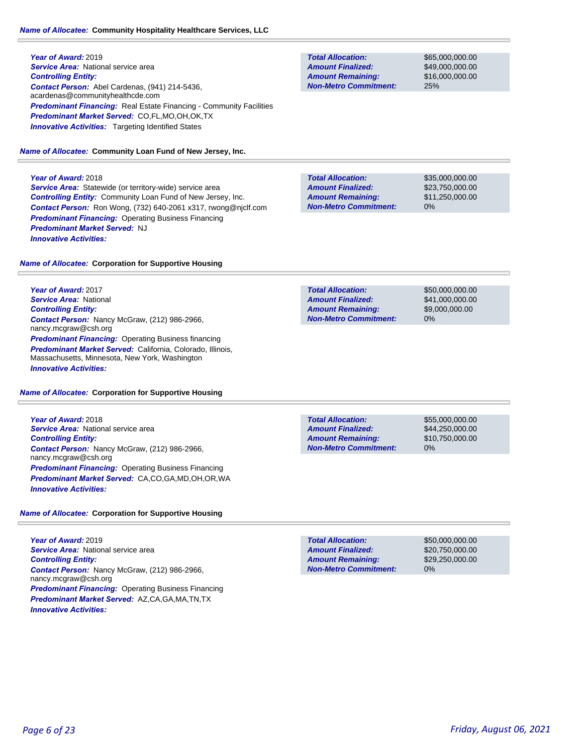**Name of Allocatee:** **Community Hospitality Healthcare Services, LLC**

***Year of Award:*** 2019
***Service Area:*** National service area
***Controlling Entity:***
***Contact Person:*** Abel Cardenas, (941) 214-5436, acardenas@communityhealthcde.com
***Predominant Financing:*** Real Estate Financing - Community Facilities
***Predominant Market Served:*** CO,FL,MO,OH,OK,TX
***Innovative Activities:*** Targeting Identified States

| | |
|---|---|
| ***Total Allocation:*** | $65,000,000.00 |
| ***Amount Finalized:*** | $49,000,000.00 |
| ***Amount Remaining:*** | $16,000,000.00 |
| ***Non-Metro Commitment:*** | 25% |

**Name of Allocatee:** **Community Loan Fund of New Jersey, Inc.**

***Year of Award:*** 2018
***Service Area:*** Statewide (or territory-wide) service area
***Controlling Entity:*** Community Loan Fund of New Jersey, Inc.
***Contact Person:*** Ron Wong, (732) 640-2061 x317, rwong@njclf.com
***Predominant Financing:*** Operating Business Financing
***Predominant Market Served:*** NJ
***Innovative Activities:***

| | |
|---|---|
| ***Total Allocation:*** | $35,000,000.00 |
| ***Amount Finalized:*** | $23,750,000.00 |
| ***Amount Remaining:*** | $11,250,000.00 |
| ***Non-Metro Commitment:*** | 0% |

**Name of Allocatee:** **Corporation for Supportive Housing**

***Year of Award:*** 2017
***Service Area:*** National
***Controlling Entity:***
***Contact Person:*** Nancy McGraw, (212) 986-2966, nancy.mcgraw@csh.org
***Predominant Financing:*** Operating Business financing
***Predominant Market Served:*** California, Colorado, Illinois, Massachusetts, Minnesota, New York, Washington
***Innovative Activities:***

| | |
|---|---|
| ***Total Allocation:*** | $50,000,000.00 |
| ***Amount Finalized:*** | $41,000,000.00 |
| ***Amount Remaining:*** | $9,000,000.00 |
| ***Non-Metro Commitment:*** | 0% |

**Name of Allocatee:** **Corporation for Supportive Housing**

***Year of Award:*** 2018
***Service Area:*** National service area
***Controlling Entity:***
***Contact Person:*** Nancy McGraw, (212) 986-2966, nancy.mcgraw@csh.org
***Predominant Financing:*** Operating Business Financing
***Predominant Market Served:*** CA,CO,GA,MD,OH,OR,WA
***Innovative Activities:***

| | |
|---|---|
| ***Total Allocation:*** | $55,000,000.00 |
| ***Amount Finalized:*** | $44,250,000.00 |
| ***Amount Remaining:*** | $10,750,000.00 |
| ***Non-Metro Commitment:*** | 0% |

**Name of Allocatee:** **Corporation for Supportive Housing**

***Year of Award:*** 2019
***Service Area:*** National service area
***Controlling Entity:***
***Contact Person:*** Nancy McGraw, (212) 986-2966, nancy.mcgraw@csh.org
***Predominant Financing:*** Operating Business Financing
***Predominant Market Served:*** AZ,CA,GA,MA,TN,TX
***Innovative Activities:***

| | |
|---|---|
| ***Total Allocation:*** | $50,000,000.00 |
| ***Amount Finalized:*** | $20,750,000.00 |
| ***Amount Remaining:*** | $29,250,000.00 |
| ***Non-Metro Commitment:*** | 0% |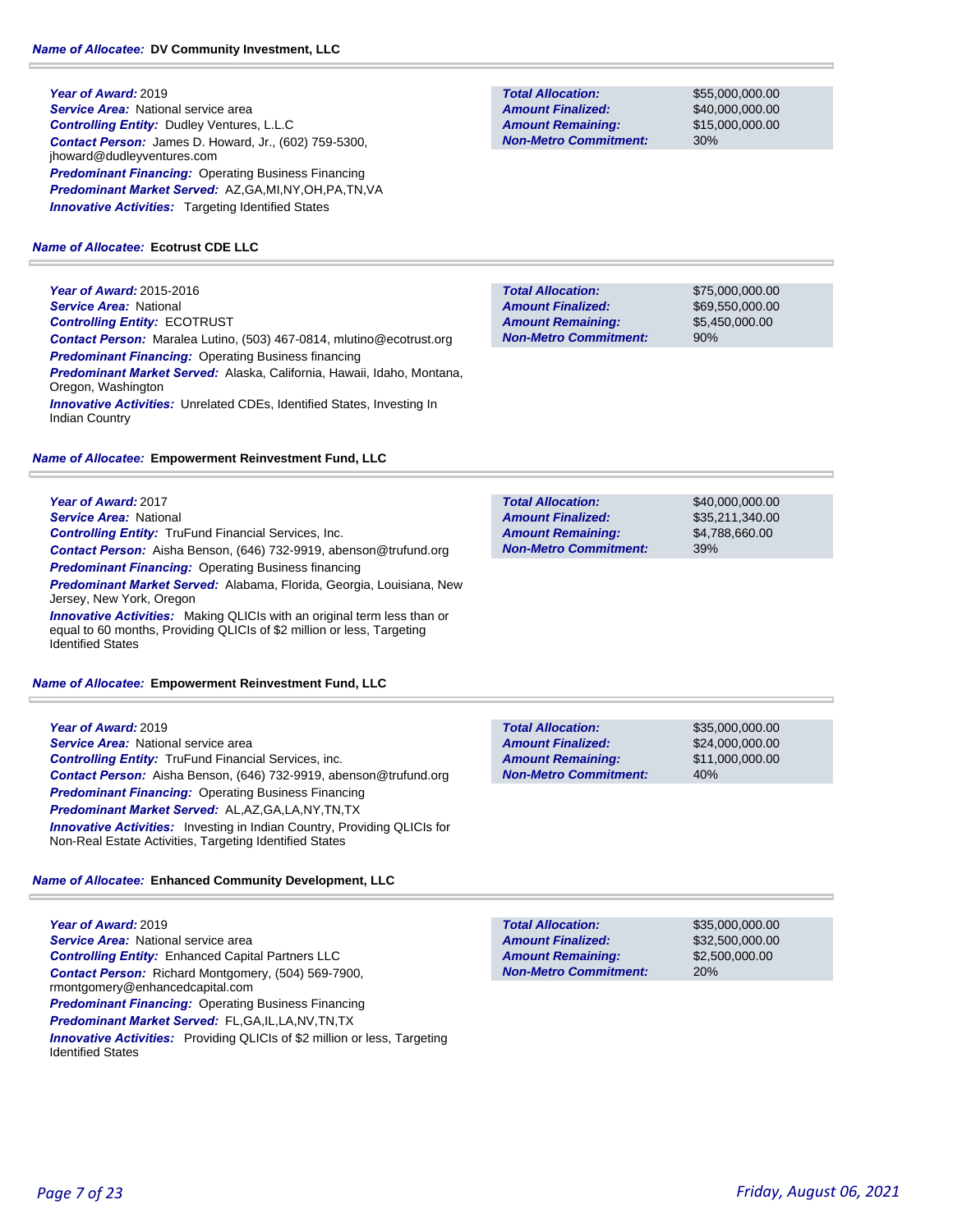**Name of Allocatee:** **DV Community Investment, LLC**

***Year of Award:*** 2019
***Service Area:*** National service area
***Controlling Entity:*** Dudley Ventures, L.L.C
***Contact Person:*** James D. Howard, Jr., (602) 759-5300, jhoward@dudleyventures.com
***Predominant Financing:*** Operating Business Financing
***Predominant Market Served:*** AZ,GA,MI,NY,OH,PA,TN,VA
***Innovative Activities:*** Targeting Identified States

| | |
|---|---|
| ***Total Allocation:*** | $55,000,000.00 |
| ***Amount Finalized:*** | $40,000,000.00 |
| ***Amount Remaining:*** | $15,000,000.00 |
| ***Non-Metro Commitment:*** | 30% |

**Name of Allocatee:** **Ecotrust CDE LLC**

***Year of Award:*** 2015-2016
***Service Area:*** National
***Controlling Entity:*** ECOTRUST
***Contact Person:*** Maralea Lutino, (503) 467-0814, mlutino@ecotrust.org
***Predominant Financing:*** Operating Business financing
***Predominant Market Served:*** Alaska, California, Hawaii, Idaho, Montana, Oregon, Washington
***Innovative Activities:*** Unrelated CDEs, Identified States, Investing In Indian Country

| | |
|---|---|
| ***Total Allocation:*** | $75,000,000.00 |
| ***Amount Finalized:*** | $69,550,000.00 |
| ***Amount Remaining:*** | $5,450,000.00 |
| ***Non-Metro Commitment:*** | 90% |

**Name of Allocatee:** **Empowerment Reinvestment Fund, LLC**

***Year of Award:*** 2017
***Service Area:*** National
***Controlling Entity:*** TruFund Financial Services, Inc.
***Contact Person:*** Aisha Benson, (646) 732-9919, abenson@trufund.org
***Predominant Financing:*** Operating Business financing
***Predominant Market Served:*** Alabama, Florida, Georgia, Louisiana, New Jersey, New York, Oregon
***Innovative Activities:*** Making QLICIs with an original term less than or equal to 60 months, Providing QLICIs of $2 million or less, Targeting Identified States

| | |
|---|---|
| ***Total Allocation:*** | $40,000,000.00 |
| ***Amount Finalized:*** | $35,211,340.00 |
| ***Amount Remaining:*** | $4,788,660.00 |
| ***Non-Metro Commitment:*** | 39% |

**Name of Allocatee:** **Empowerment Reinvestment Fund, LLC**

***Year of Award:*** 2019
***Service Area:*** National service area
***Controlling Entity:*** TruFund Financial Services, inc.
***Contact Person:*** Aisha Benson, (646) 732-9919, abenson@trufund.org
***Predominant Financing:*** Operating Business Financing
***Predominant Market Served:*** AL,AZ,GA,LA,NY,TN,TX
***Innovative Activities:*** Investing in Indian Country, Providing QLICIs for Non-Real Estate Activities, Targeting Identified States

| | |
|---|---|
| ***Total Allocation:*** | $35,000,000.00 |
| ***Amount Finalized:*** | $24,000,000.00 |
| ***Amount Remaining:*** | $11,000,000.00 |
| ***Non-Metro Commitment:*** | 40% |

**Name of Allocatee:** **Enhanced Community Development, LLC**

***Year of Award:*** 2019
***Service Area:*** National service area
***Controlling Entity:*** Enhanced Capital Partners LLC
***Contact Person:*** Richard Montgomery, (504) 569-7900, rmontgomery@enhancedcapital.com
***Predominant Financing:*** Operating Business Financing
***Predominant Market Served:*** FL,GA,IL,LA,NV,TN,TX
***Innovative Activities:*** Providing QLICIs of $2 million or less, Targeting Identified States

| | |
|---|---|
| ***Total Allocation:*** | $35,000,000.00 |
| ***Amount Finalized:*** | $32,500,000.00 |
| ***Amount Remaining:*** | $2,500,000.00 |
| ***Non-Metro Commitment:*** | 20% |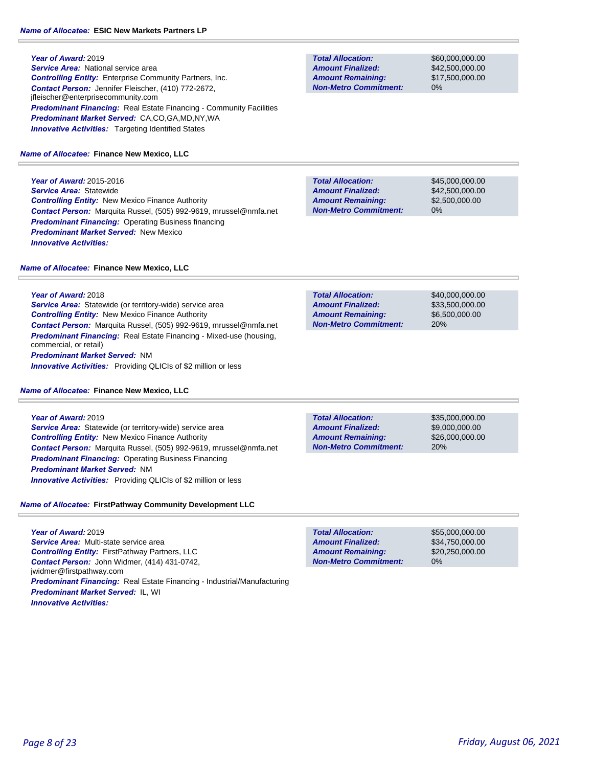**Name of Allocatee:** **ESIC New Markets Partners LP**

***Year of Award:*** 2019
***Service Area:*** National service area
***Controlling Entity:*** Enterprise Community Partners, Inc.
***Contact Person:*** Jennifer Fleischer, (410) 772-2672, jfleischer@enterprisecommunity.com
***Predominant Financing:*** Real Estate Financing - Community Facilities
***Predominant Market Served:*** CA,CO,GA,MD,NY,WA
***Innovative Activities:*** Targeting Identified States

| | |
|---|---|
| ***Total Allocation:*** | $60,000,000.00 |
| ***Amount Finalized:*** | $42,500,000.00 |
| ***Amount Remaining:*** | $17,500,000.00 |
| ***Non-Metro Commitment:*** | 0% |

**Name of Allocatee:** **Finance New Mexico, LLC**

***Year of Award:*** 2015-2016
***Service Area:*** Statewide
***Controlling Entity:*** New Mexico Finance Authority
***Contact Person:*** Marquita Russel, (505) 992-9619, mrussel@nmfa.net
***Predominant Financing:*** Operating Business financing
***Predominant Market Served:*** New Mexico
***Innovative Activities:***

| | |
|---|---|
| ***Total Allocation:*** | $45,000,000.00 |
| ***Amount Finalized:*** | $42,500,000.00 |
| ***Amount Remaining:*** | $2,500,000.00 |
| ***Non-Metro Commitment:*** | 0% |

**Name of Allocatee:** **Finance New Mexico, LLC**

***Year of Award:*** 2018
***Service Area:*** Statewide (or territory-wide) service area
***Controlling Entity:*** New Mexico Finance Authority
***Contact Person:*** Marquita Russel, (505) 992-9619, mrussel@nmfa.net
***Predominant Financing:*** Real Estate Financing - Mixed-use (housing, commercial, or retail)
***Predominant Market Served:*** NM
***Innovative Activities:*** Providing QLICIs of $2 million or less

| | |
|---|---|
| ***Total Allocation:*** | $40,000,000.00 |
| ***Amount Finalized:*** | $33,500,000.00 |
| ***Amount Remaining:*** | $6,500,000.00 |
| ***Non-Metro Commitment:*** | 20% |

**Name of Allocatee:** **Finance New Mexico, LLC**

***Year of Award:*** 2019
***Service Area:*** Statewide (or territory-wide) service area
***Controlling Entity:*** New Mexico Finance Authority
***Contact Person:*** Marquita Russel, (505) 992-9619, mrussel@nmfa.net
***Predominant Financing:*** Operating Business Financing
***Predominant Market Served:*** NM
***Innovative Activities:*** Providing QLICIs of $2 million or less

| | |
|---|---|
| ***Total Allocation:*** | $35,000,000.00 |
| ***Amount Finalized:*** | $9,000,000.00 |
| ***Amount Remaining:*** | $26,000,000.00 |
| ***Non-Metro Commitment:*** | 20% |

**Name of Allocatee:** **FirstPathway Community Development LLC**

***Year of Award:*** 2019
***Service Area:*** Multi-state service area
***Controlling Entity:*** FirstPathway Partners, LLC
***Contact Person:*** John Widmer, (414) 431-0742, jwidmer@firstpathway.com
***Predominant Financing:*** Real Estate Financing - Industrial/Manufacturing
***Predominant Market Served:*** IL, WI
***Innovative Activities:***

| | |
|---|---|
| ***Total Allocation:*** | $55,000,000.00 |
| ***Amount Finalized:*** | $34,750,000.00 |
| ***Amount Remaining:*** | $20,250,000.00 |
| ***Non-Metro Commitment:*** | 0% |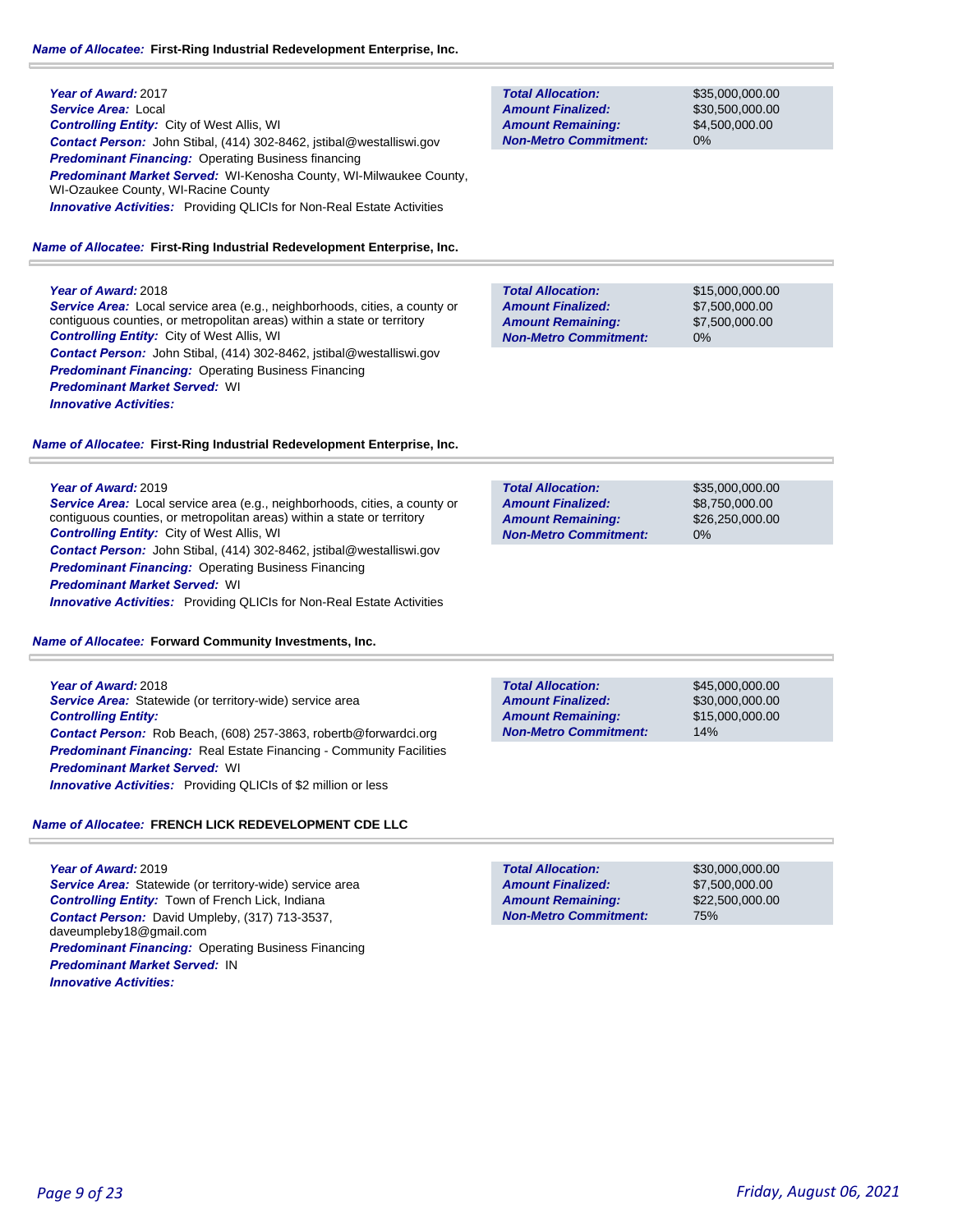**Name of Allocatee:** **First-Ring Industrial Redevelopment Enterprise, Inc.**

***Year of Award:*** 2017
***Service Area:*** Local
***Controlling Entity:*** City of West Allis, WI
***Contact Person:*** John Stibal, (414) 302-8462, jstibal@westalliswi.gov
***Predominant Financing:*** Operating Business financing
***Predominant Market Served:*** WI-Kenosha County, WI-Milwaukee County, WI-Ozaukee County, WI-Racine County
***Innovative Activities:*** Providing QLICIs for Non-Real Estate Activities

| | |
|---|---|
| ***Total Allocation:*** | $35,000,000.00 |
| ***Amount Finalized:*** | $30,500,000.00 |
| ***Amount Remaining:*** | $4,500,000.00 |
| ***Non-Metro Commitment:*** | 0% |

**Name of Allocatee:** **First-Ring Industrial Redevelopment Enterprise, Inc.**

***Year of Award:*** 2018
***Service Area:*** Local service area (e.g., neighborhoods, cities, a county or contiguous counties, or metropolitan areas) within a state or territory
***Controlling Entity:*** City of West Allis, WI
***Contact Person:*** John Stibal, (414) 302-8462, jstibal@westalliswi.gov
***Predominant Financing:*** Operating Business Financing
***Predominant Market Served:*** WI
***Innovative Activities:***

| | |
|---|---|
| ***Total Allocation:*** | $15,000,000.00 |
| ***Amount Finalized:*** | $7,500,000.00 |
| ***Amount Remaining:*** | $7,500,000.00 |
| ***Non-Metro Commitment:*** | 0% |

**Name of Allocatee:** **First-Ring Industrial Redevelopment Enterprise, Inc.**

***Year of Award:*** 2019
***Service Area:*** Local service area (e.g., neighborhoods, cities, a county or contiguous counties, or metropolitan areas) within a state or territory
***Controlling Entity:*** City of West Allis, WI
***Contact Person:*** John Stibal, (414) 302-8462, jstibal@westalliswi.gov
***Predominant Financing:*** Operating Business Financing
***Predominant Market Served:*** WI
***Innovative Activities:*** Providing QLICIs for Non-Real Estate Activities

| | |
|---|---|
| ***Total Allocation:*** | $35,000,000.00 |
| ***Amount Finalized:*** | $8,750,000.00 |
| ***Amount Remaining:*** | $26,250,000.00 |
| ***Non-Metro Commitment:*** | 0% |

**Name of Allocatee:** **Forward Community Investments, Inc.**

***Year of Award:*** 2018
***Service Area:*** Statewide (or territory-wide) service area
***Controlling Entity:***
***Contact Person:*** Rob Beach, (608) 257-3863, robertb@forwardci.org
***Predominant Financing:*** Real Estate Financing - Community Facilities
***Predominant Market Served:*** WI
***Innovative Activities:*** Providing QLICIs of $2 million or less

| | |
|---|---|
| ***Total Allocation:*** | $45,000,000.00 |
| ***Amount Finalized:*** | $30,000,000.00 |
| ***Amount Remaining:*** | $15,000,000.00 |
| ***Non-Metro Commitment:*** | 14% |

**Name of Allocatee:** **FRENCH LICK REDEVELOPMENT CDE LLC**

***Year of Award:*** 2019
***Service Area:*** Statewide (or territory-wide) service area
***Controlling Entity:*** Town of French Lick, Indiana
***Contact Person:*** David Umpleby, (317) 713-3537, daveumpleby18@gmail.com
***Predominant Financing:*** Operating Business Financing
***Predominant Market Served:*** IN
***Innovative Activities:***

| | |
|---|---|
| ***Total Allocation:*** | $30,000,000.00 |
| ***Amount Finalized:*** | $7,500,000.00 |
| ***Amount Remaining:*** | $22,500,000.00 |
| ***Non-Metro Commitment:*** | 75% |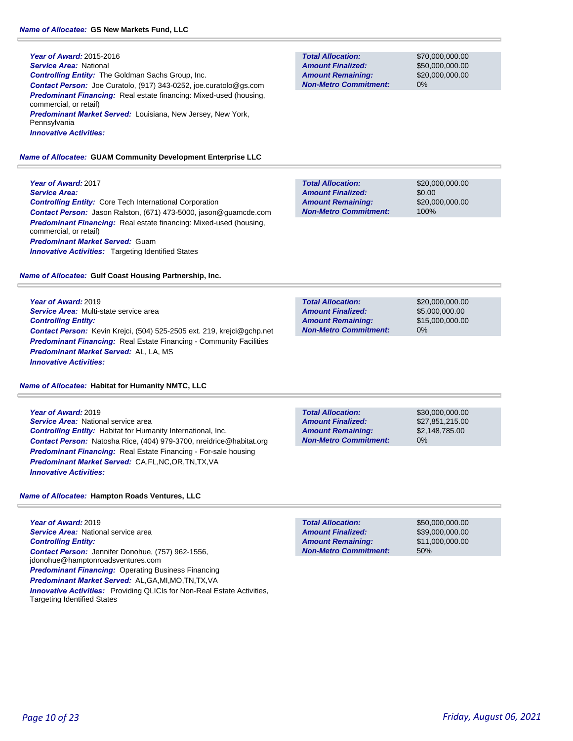**Name of Allocatee:** **GS New Markets Fund, LLC**

**Year of Award:** 2015-2016
**Service Area:** National
**Controlling Entity:** The Goldman Sachs Group, Inc.
**Contact Person:** Joe Curatolo, (917) 343-0252, joe.curatolo@gs.com
**Predominant Financing:** Real estate financing: Mixed-used (housing, commercial, or retail)
**Predominant Market Served:** Louisiana, New Jersey, New York, Pennsylvania
**Innovative Activities:**

| | |
|---|---|
| **Total Allocation:** | $70,000,000.00 |
| **Amount Finalized:** | $50,000,000.00 |
| **Amount Remaining:** | $20,000,000.00 |
| **Non-Metro Commitment:** | 0% |

**Name of Allocatee:** **GUAM Community Development Enterprise LLC**

**Year of Award:** 2017
**Service Area:**
**Controlling Entity:** Core Tech International Corporation
**Contact Person:** Jason Ralston, (671) 473-5000, jason@guamcde.com
**Predominant Financing:** Real estate financing: Mixed-used (housing, commercial, or retail)
**Predominant Market Served:** Guam
**Innovative Activities:** Targeting Identified States

| | |
|---|---|
| **Total Allocation:** | $20,000,000.00 |
| **Amount Finalized:** | $0.00 |
| **Amount Remaining:** | $20,000,000.00 |
| **Non-Metro Commitment:** | 100% |

**Name of Allocatee:** **Gulf Coast Housing Partnership, Inc.**

**Year of Award:** 2019
**Service Area:** Multi-state service area
**Controlling Entity:**
**Contact Person:** Kevin Krejci, (504) 525-2505 ext. 219, krejci@gchp.net
**Predominant Financing:** Real Estate Financing - Community Facilities
**Predominant Market Served:** AL, LA, MS
**Innovative Activities:**

| | |
|---|---|
| **Total Allocation:** | $20,000,000.00 |
| **Amount Finalized:** | $5,000,000.00 |
| **Amount Remaining:** | $15,000,000.00 |
| **Non-Metro Commitment:** | 0% |

**Name of Allocatee:** **Habitat for Humanity NMTC, LLC**

**Year of Award:** 2019
**Service Area:** National service area
**Controlling Entity:** Habitat for Humanity International, Inc.
**Contact Person:** Natosha Rice, (404) 979-3700, nreidrice@habitat.org
**Predominant Financing:** Real Estate Financing - For-sale housing
**Predominant Market Served:** CA,FL,NC,OR,TN,TX,VA
**Innovative Activities:**

| | |
|---|---|
| **Total Allocation:** | $30,000,000.00 |
| **Amount Finalized:** | $27,851,215.00 |
| **Amount Remaining:** | $2,148,785.00 |
| **Non-Metro Commitment:** | 0% |

**Name of Allocatee:** **Hampton Roads Ventures, LLC**

**Year of Award:** 2019
**Service Area:** National service area
**Controlling Entity:**
**Contact Person:** Jennifer Donohue, (757) 962-1556, jdonohue@hamptonroadsventures.com
**Predominant Financing:** Operating Business Financing
**Predominant Market Served:** AL,GA,MI,MO,TN,TX,VA
**Innovative Activities:** Providing QLICIs for Non-Real Estate Activities, Targeting Identified States

| | |
|---|---|
| **Total Allocation:** | $50,000,000.00 |
| **Amount Finalized:** | $39,000,000.00 |
| **Amount Remaining:** | $11,000,000.00 |
| **Non-Metro Commitment:** | 50% |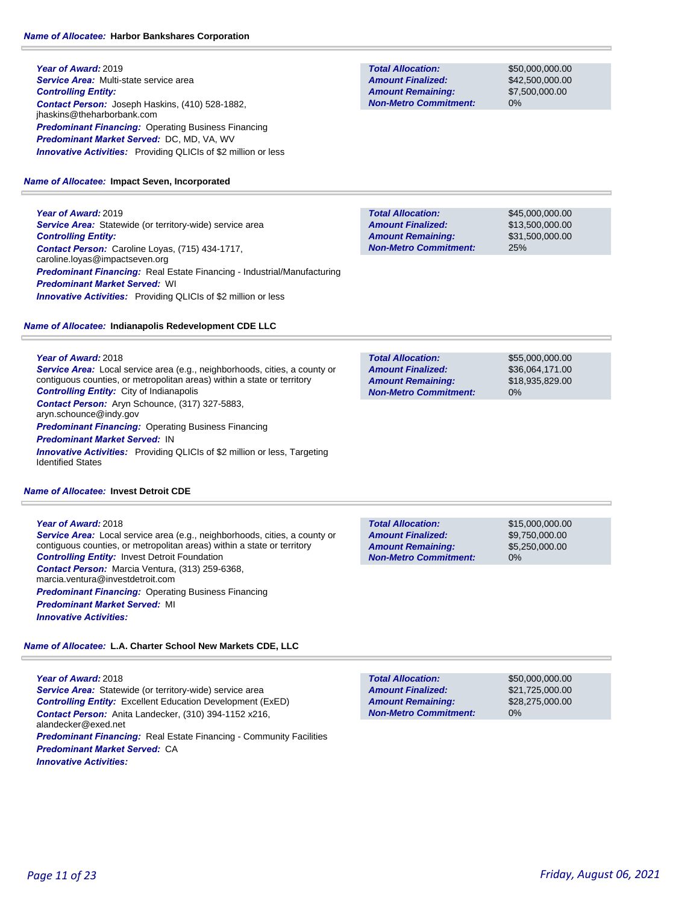***Name of Allocatee:*** **Harbor Bankshares Corporation**

***Year of Award:*** 2019
***Service Area:*** Multi-state service area
***Controlling Entity:***
***Contact Person:*** Joseph Haskins, (410) 528-1882, jhaskins@theharborbank.com
***Predominant Financing:*** Operating Business Financing
***Predominant Market Served:*** DC, MD, VA, WV
***Innovative Activities:*** Providing QLICIs of $2 million or less

| | |
|---|---|
| ***Total Allocation:*** | $50,000,000.00 |
| ***Amount Finalized:*** | $42,500,000.00 |
| ***Amount Remaining:*** | $7,500,000.00 |
| ***Non-Metro Commitment:*** | 0% |

***Name of Allocatee:*** **Impact Seven, Incorporated**

***Year of Award:*** 2019
***Service Area:*** Statewide (or territory-wide) service area
***Controlling Entity:***
***Contact Person:*** Caroline Loyas, (715) 434-1717, caroline.loyas@impactseven.org
***Predominant Financing:*** Real Estate Financing - Industrial/Manufacturing
***Predominant Market Served:*** WI
***Innovative Activities:*** Providing QLICIs of $2 million or less

| | |
|---|---|
| ***Total Allocation:*** | $45,000,000.00 |
| ***Amount Finalized:*** | $13,500,000.00 |
| ***Amount Remaining:*** | $31,500,000.00 |
| ***Non-Metro Commitment:*** | 25% |

***Name of Allocatee:*** **Indianapolis Redevelopment CDE LLC**

***Year of Award:*** 2018
***Service Area:*** Local service area (e.g., neighborhoods, cities, a county or contiguous counties, or metropolitan areas) within a state or territory
***Controlling Entity:*** City of Indianapolis
***Contact Person:*** Aryn Schounce, (317) 327-5883, aryn.schounce@indy.gov
***Predominant Financing:*** Operating Business Financing
***Predominant Market Served:*** IN
***Innovative Activities:*** Providing QLICIs of $2 million or less, Targeting Identified States

| | |
|---|---|
| ***Total Allocation:*** | $55,000,000.00 |
| ***Amount Finalized:*** | $36,064,171.00 |
| ***Amount Remaining:*** | $18,935,829.00 |
| ***Non-Metro Commitment:*** | 0% |

***Name of Allocatee:*** **Invest Detroit CDE**

***Year of Award:*** 2018
***Service Area:*** Local service area (e.g., neighborhoods, cities, a county or contiguous counties, or metropolitan areas) within a state or territory
***Controlling Entity:*** Invest Detroit Foundation
***Contact Person:*** Marcia Ventura, (313) 259-6368, marcia.ventura@investdetroit.com
***Predominant Financing:*** Operating Business Financing
***Predominant Market Served:*** MI
***Innovative Activities:***

| | |
|---|---|
| ***Total Allocation:*** | $15,000,000.00 |
| ***Amount Finalized:*** | $9,750,000.00 |
| ***Amount Remaining:*** | $5,250,000.00 |
| ***Non-Metro Commitment:*** | 0% |

***Name of Allocatee:*** **L.A. Charter School New Markets CDE, LLC**

***Year of Award:*** 2018
***Service Area:*** Statewide (or territory-wide) service area
***Controlling Entity:*** Excellent Education Development (ExED)
***Contact Person:*** Anita Landecker, (310) 394-1152 x216, alandecker@exed.net
***Predominant Financing:*** Real Estate Financing - Community Facilities
***Predominant Market Served:*** CA
***Innovative Activities:***

| | |
|---|---|
| ***Total Allocation:*** | $50,000,000.00 |
| ***Amount Finalized:*** | $21,725,000.00 |
| ***Amount Remaining:*** | $28,275,000.00 |
| ***Non-Metro Commitment:*** | 0% |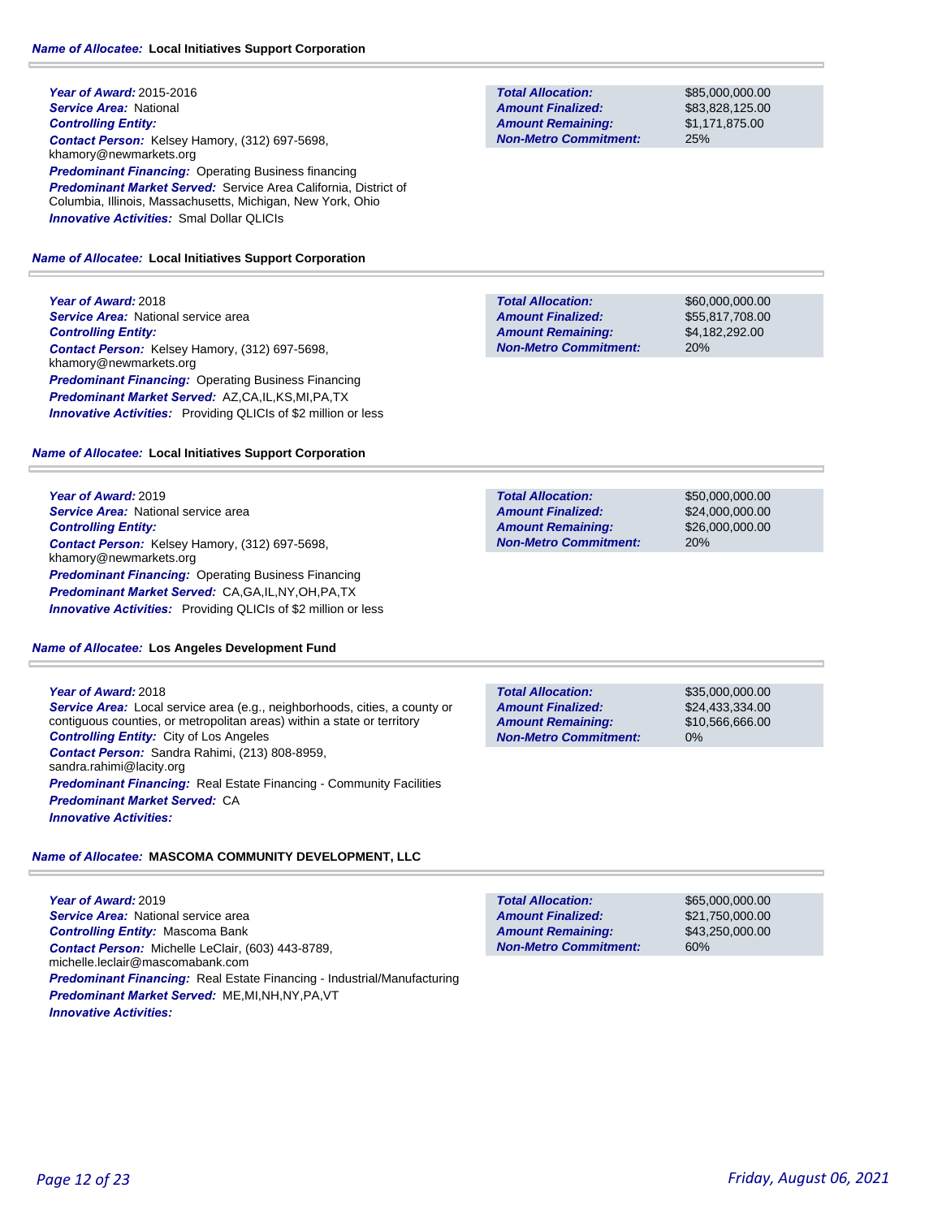**Name of Allocatee:** **Local Initiatives Support Corporation**

**Year of Award:** 2015-2016
**Service Area:** National
**Controlling Entity:**
**Contact Person:** Kelsey Hamory, (312) 697-5698, khamory@newmarkets.org
**Predominant Financing:** Operating Business financing
**Predominant Market Served:** Service Area California, District of Columbia, Illinois, Massachusetts, Michigan, New York, Ohio
**Innovative Activities:** Smal Dollar QLICIs

| | |
|---|---|
| **Total Allocation:** | $85,000,000.00 |
| **Amount Finalized:** | $83,828,125.00 |
| **Amount Remaining:** | $1,171,875.00 |
| **Non-Metro Commitment:** | 25% |

**Name of Allocatee:** **Local Initiatives Support Corporation**

**Year of Award:** 2018
**Service Area:** National service area
**Controlling Entity:**
**Contact Person:** Kelsey Hamory, (312) 697-5698, khamory@newmarkets.org
**Predominant Financing:** Operating Business Financing
**Predominant Market Served:** AZ,CA,IL,KS,MI,PA,TX
**Innovative Activities:** Providing QLICIs of $2 million or less

| | |
|---|---|
| **Total Allocation:** | $60,000,000.00 |
| **Amount Finalized:** | $55,817,708.00 |
| **Amount Remaining:** | $4,182,292.00 |
| **Non-Metro Commitment:** | 20% |

**Name of Allocatee:** **Local Initiatives Support Corporation**

**Year of Award:** 2019
**Service Area:** National service area
**Controlling Entity:**
**Contact Person:** Kelsey Hamory, (312) 697-5698, khamory@newmarkets.org
**Predominant Financing:** Operating Business Financing
**Predominant Market Served:** CA,GA,IL,NY,OH,PA,TX
**Innovative Activities:** Providing QLICIs of $2 million or less

| | |
|---|---|
| **Total Allocation:** | $50,000,000.00 |
| **Amount Finalized:** | $24,000,000.00 |
| **Amount Remaining:** | $26,000,000.00 |
| **Non-Metro Commitment:** | 20% |

**Name of Allocatee:** **Los Angeles Development Fund**

**Year of Award:** 2018
**Service Area:** Local service area (e.g., neighborhoods, cities, a county or contiguous counties, or metropolitan areas) within a state or territory
**Controlling Entity:** City of Los Angeles
**Contact Person:** Sandra Rahimi, (213) 808-8959, sandra.rahimi@lacity.org
**Predominant Financing:** Real Estate Financing - Community Facilities
**Predominant Market Served:** CA
**Innovative Activities:**

| | |
|---|---|
| **Total Allocation:** | $35,000,000.00 |
| **Amount Finalized:** | $24,433,334.00 |
| **Amount Remaining:** | $10,566,666.00 |
| **Non-Metro Commitment:** | 0% |

**Name of Allocatee:** **MASCOMA COMMUNITY DEVELOPMENT, LLC**

**Year of Award:** 2019
**Service Area:** National service area
**Controlling Entity:** Mascoma Bank
**Contact Person:** Michelle LeClair, (603) 443-8789, michelle.leclair@mascomabank.com
**Predominant Financing:** Real Estate Financing - Industrial/Manufacturing
**Predominant Market Served:** ME,MI,NH,NY,PA,VT
**Innovative Activities:**

| | |
|---|---|
| **Total Allocation:** | $65,000,000.00 |
| **Amount Finalized:** | $21,750,000.00 |
| **Amount Remaining:** | $43,250,000.00 |
| **Non-Metro Commitment:** | 60% |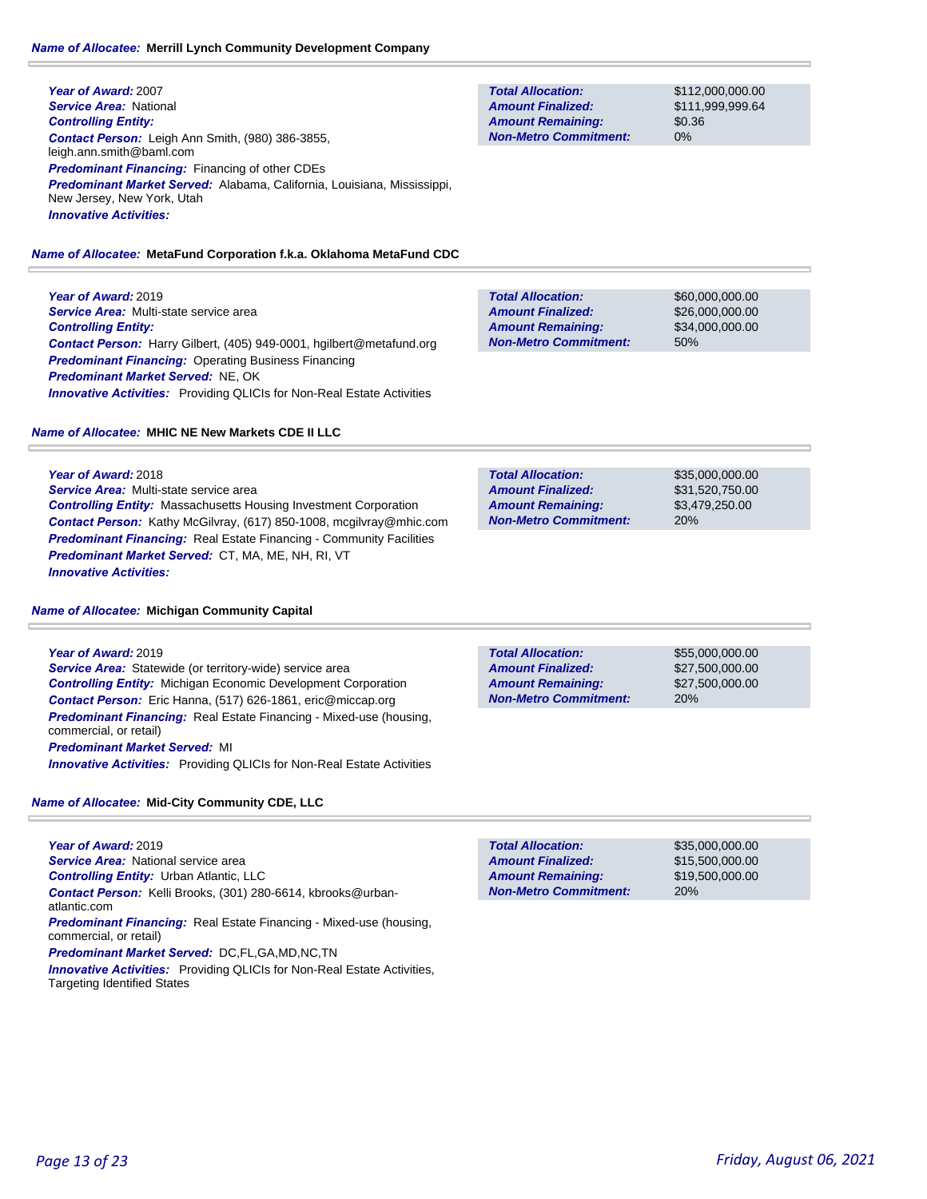**Name of Allocatee:** Merrill Lynch Community Development Company

***Year of Award:*** 2007
***Service Area:*** National
***Controlling Entity:***
***Contact Person:*** Leigh Ann Smith, (980) 386-3855, leigh.ann.smith@baml.com
***Predominant Financing:*** Financing of other CDEs
***Predominant Market Served:*** Alabama, California, Louisiana, Mississippi, New Jersey, New York, Utah
***Innovative Activities:***

| | |
|---|---|
| ***Total Allocation:*** | $112,000,000.00 |
| ***Amount Finalized:*** | $111,999,999.64 |
| ***Amount Remaining:*** | $0.36 |
| ***Non-Metro Commitment:*** | 0% |

**Name of Allocatee:** MetaFund Corporation f.k.a. Oklahoma MetaFund CDC

***Year of Award:*** 2019
***Service Area:*** Multi-state service area
***Controlling Entity:***
***Contact Person:*** Harry Gilbert, (405) 949-0001, hgilbert@metafund.org
***Predominant Financing:*** Operating Business Financing
***Predominant Market Served:*** NE, OK
***Innovative Activities:*** Providing QLICIs for Non-Real Estate Activities

| | |
|---|---|
| ***Total Allocation:*** | $60,000,000.00 |
| ***Amount Finalized:*** | $26,000,000.00 |
| ***Amount Remaining:*** | $34,000,000.00 |
| ***Non-Metro Commitment:*** | 50% |

**Name of Allocatee:** MHIC NE New Markets CDE II LLC

***Year of Award:*** 2018
***Service Area:*** Multi-state service area
***Controlling Entity:*** Massachusetts Housing Investment Corporation
***Contact Person:*** Kathy McGilvray, (617) 850-1008, mcgilvray@mhic.com
***Predominant Financing:*** Real Estate Financing - Community Facilities
***Predominant Market Served:*** CT, MA, ME, NH, RI, VT
***Innovative Activities:***

| | |
|---|---|
| ***Total Allocation:*** | $35,000,000.00 |
| ***Amount Finalized:*** | $31,520,750.00 |
| ***Amount Remaining:*** | $3,479,250.00 |
| ***Non-Metro Commitment:*** | 20% |

**Name of Allocatee:** Michigan Community Capital

***Year of Award:*** 2019
***Service Area:*** Statewide (or territory-wide) service area
***Controlling Entity:*** Michigan Economic Development Corporation
***Contact Person:*** Eric Hanna, (517) 626-1861, eric@miccap.org
***Predominant Financing:*** Real Estate Financing - Mixed-use (housing, commercial, or retail)
***Predominant Market Served:*** MI
***Innovative Activities:*** Providing QLICIs for Non-Real Estate Activities

| | |
|---|---|
| ***Total Allocation:*** | $55,000,000.00 |
| ***Amount Finalized:*** | $27,500,000.00 |
| ***Amount Remaining:*** | $27,500,000.00 |
| ***Non-Metro Commitment:*** | 20% |

**Name of Allocatee:** Mid-City Community CDE, LLC

***Year of Award:*** 2019
***Service Area:*** National service area
***Controlling Entity:*** Urban Atlantic, LLC
***Contact Person:*** Kelli Brooks, (301) 280-6614, kbrooks@urban-atlantic.com
***Predominant Financing:*** Real Estate Financing - Mixed-use (housing, commercial, or retail)
***Predominant Market Served:*** DC,FL,GA,MD,NC,TN
***Innovative Activities:*** Providing QLICIs for Non-Real Estate Activities, Targeting Identified States

| | |
|---|---|
| ***Total Allocation:*** | $35,000,000.00 |
| ***Amount Finalized:*** | $15,500,000.00 |
| ***Amount Remaining:*** | $19,500,000.00 |
| ***Non-Metro Commitment:*** | 20% |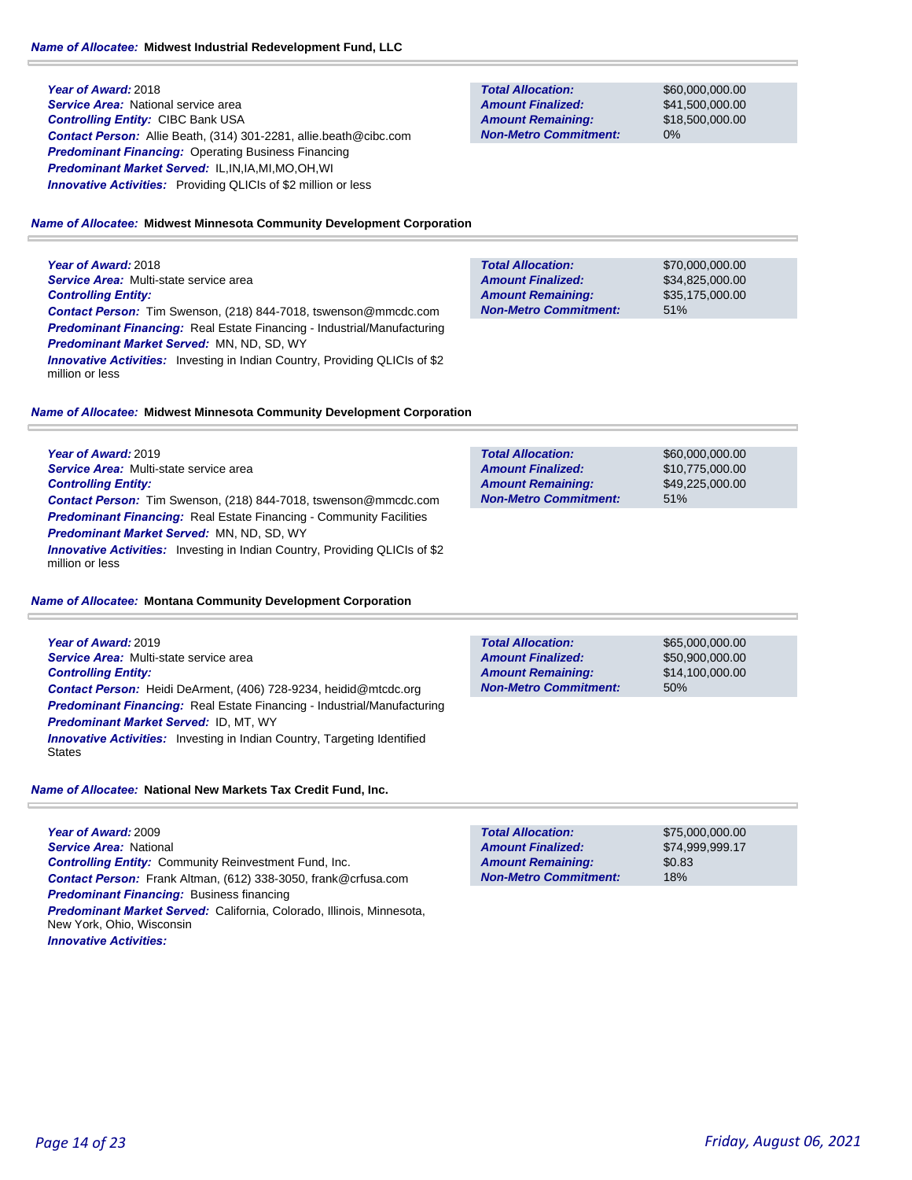**Name of Allocatee:** Midwest Industrial Redevelopment Fund, LLC

**Year of Award:** 2018
**Service Area:** National service area
**Controlling Entity:** CIBC Bank USA
**Contact Person:** Allie Beath, (314) 301-2281, allie.beath@cibc.com
**Predominant Financing:** Operating Business Financing
**Predominant Market Served:** IL,IN,IA,MI,MO,OH,WI
**Innovative Activities:** Providing QLICIs of $2 million or less

| | |
|---|---|
| **Total Allocation:** | $60,000,000.00 |
| **Amount Finalized:** | $41,500,000.00 |
| **Amount Remaining:** | $18,500,000.00 |
| **Non-Metro Commitment:** | 0% |

**Name of Allocatee:** Midwest Minnesota Community Development Corporation

**Year of Award:** 2018
**Service Area:** Multi-state service area
**Controlling Entity:**
**Contact Person:** Tim Swenson, (218) 844-7018, tswenson@mmcdc.com
**Predominant Financing:** Real Estate Financing - Industrial/Manufacturing
**Predominant Market Served:** MN, ND, SD, WY
**Innovative Activities:** Investing in Indian Country, Providing QLICIs of $2 million or less

| | |
|---|---|
| **Total Allocation:** | $70,000,000.00 |
| **Amount Finalized:** | $34,825,000.00 |
| **Amount Remaining:** | $35,175,000.00 |
| **Non-Metro Commitment:** | 51% |

**Name of Allocatee:** Midwest Minnesota Community Development Corporation

**Year of Award:** 2019
**Service Area:** Multi-state service area
**Controlling Entity:**
**Contact Person:** Tim Swenson, (218) 844-7018, tswenson@mmcdc.com
**Predominant Financing:** Real Estate Financing - Community Facilities
**Predominant Market Served:** MN, ND, SD, WY
**Innovative Activities:** Investing in Indian Country, Providing QLICIs of $2 million or less

| | |
|---|---|
| **Total Allocation:** | $60,000,000.00 |
| **Amount Finalized:** | $10,775,000.00 |
| **Amount Remaining:** | $49,225,000.00 |
| **Non-Metro Commitment:** | 51% |

**Name of Allocatee:** Montana Community Development Corporation

**Year of Award:** 2019
**Service Area:** Multi-state service area
**Controlling Entity:**
**Contact Person:** Heidi DeArment, (406) 728-9234, heidid@mtcdc.org
**Predominant Financing:** Real Estate Financing - Industrial/Manufacturing
**Predominant Market Served:** ID, MT, WY
**Innovative Activities:** Investing in Indian Country, Targeting Identified States

| | |
|---|---|
| **Total Allocation:** | $65,000,000.00 |
| **Amount Finalized:** | $50,900,000.00 |
| **Amount Remaining:** | $14,100,000.00 |
| **Non-Metro Commitment:** | 50% |

**Name of Allocatee:** National New Markets Tax Credit Fund, Inc.

**Year of Award:** 2009
**Service Area:** National
**Controlling Entity:** Community Reinvestment Fund, Inc.
**Contact Person:** Frank Altman, (612) 338-3050, frank@crfusa.com
**Predominant Financing:** Business financing
**Predominant Market Served:** California, Colorado, Illinois, Minnesota, New York, Ohio, Wisconsin
**Innovative Activities:**

| | |
|---|---|
| **Total Allocation:** | $75,000,000.00 |
| **Amount Finalized:** | $74,999,999.17 |
| **Amount Remaining:** | $0.83 |
| **Non-Metro Commitment:** | 18% |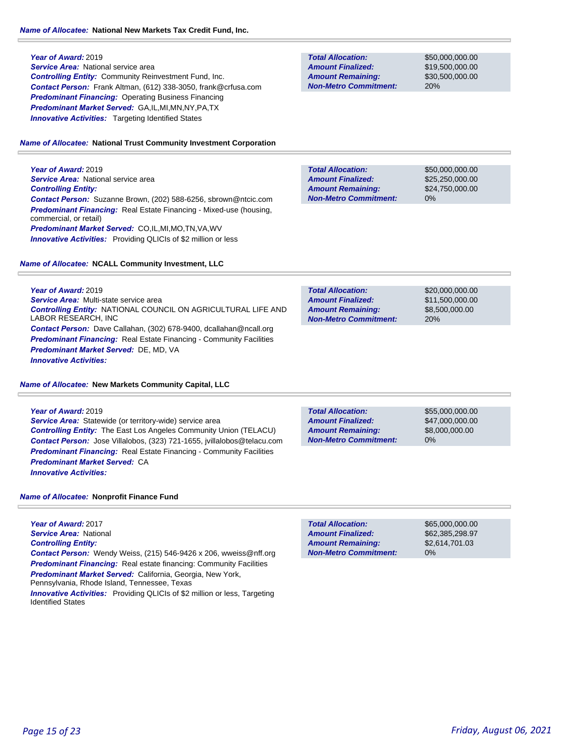**Name of Allocatee:** **National New Markets Tax Credit Fund, Inc.**

***Year of Award:*** 2019
***Service Area:*** National service area
***Controlling Entity:*** Community Reinvestment Fund, Inc.
***Contact Person:*** Frank Altman, (612) 338-3050, frank@crfusa.com
***Predominant Financing:*** Operating Business Financing
***Predominant Market Served:*** GA,IL,MI,MN,NY,PA,TX
***Innovative Activities:*** Targeting Identified States

| | |
|---|---|
| ***Total Allocation:*** | $50,000,000.00 |
| ***Amount Finalized:*** | $19,500,000.00 |
| ***Amount Remaining:*** | $30,500,000.00 |
| ***Non-Metro Commitment:*** | 20% |

**Name of Allocatee:** **National Trust Community Investment Corporation**

***Year of Award:*** 2019
***Service Area:*** National service area
***Controlling Entity:***
***Contact Person:*** Suzanne Brown, (202) 588-6256, sbrown@ntcic.com
***Predominant Financing:*** Real Estate Financing - Mixed-use (housing, commercial, or retail)
***Predominant Market Served:*** CO,IL,MI,MO,TN,VA,WV
***Innovative Activities:*** Providing QLICIs of $2 million or less

| | |
|---|---|
| ***Total Allocation:*** | $50,000,000.00 |
| ***Amount Finalized:*** | $25,250,000.00 |
| ***Amount Remaining:*** | $24,750,000.00 |
| ***Non-Metro Commitment:*** | 0% |

**Name of Allocatee:** **NCALL Community Investment, LLC**

***Year of Award:*** 2019
***Service Area:*** Multi-state service area
***Controlling Entity:*** NATIONAL COUNCIL ON AGRICULTURAL LIFE AND LABOR RESEARCH, INC
***Contact Person:*** Dave Callahan, (302) 678-9400, dcallahan@ncall.org
***Predominant Financing:*** Real Estate Financing - Community Facilities
***Predominant Market Served:*** DE, MD, VA
***Innovative Activities:***

| | |
|---|---|
| ***Total Allocation:*** | $20,000,000.00 |
| ***Amount Finalized:*** | $11,500,000.00 |
| ***Amount Remaining:*** | $8,500,000.00 |
| ***Non-Metro Commitment:*** | 20% |

**Name of Allocatee:** **New Markets Community Capital, LLC**

***Year of Award:*** 2019
***Service Area:*** Statewide (or territory-wide) service area
***Controlling Entity:*** The East Los Angeles Community Union (TELACU)
***Contact Person:*** Jose Villalobos, (323) 721-1655, jvillalobos@telacu.com
***Predominant Financing:*** Real Estate Financing - Community Facilities
***Predominant Market Served:*** CA
***Innovative Activities:***

| | |
|---|---|
| ***Total Allocation:*** | $55,000,000.00 |
| ***Amount Finalized:*** | $47,000,000.00 |
| ***Amount Remaining:*** | $8,000,000.00 |
| ***Non-Metro Commitment:*** | 0% |

**Name of Allocatee:** **Nonprofit Finance Fund**

***Year of Award:*** 2017
***Service Area:*** National
***Controlling Entity:***
***Contact Person:*** Wendy Weiss, (215) 546-9426 x 206, wweiss@nff.org
***Predominant Financing:*** Real estate financing: Community Facilities
***Predominant Market Served:*** California, Georgia, New York, Pennsylvania, Rhode Island, Tennessee, Texas
***Innovative Activities:*** Providing QLICIs of $2 million or less, Targeting Identified States

| | |
|---|---|
| ***Total Allocation:*** | $65,000,000.00 |
| ***Amount Finalized:*** | $62,385,298.97 |
| ***Amount Remaining:*** | $2,614,701.03 |
| ***Non-Metro Commitment:*** | 0% |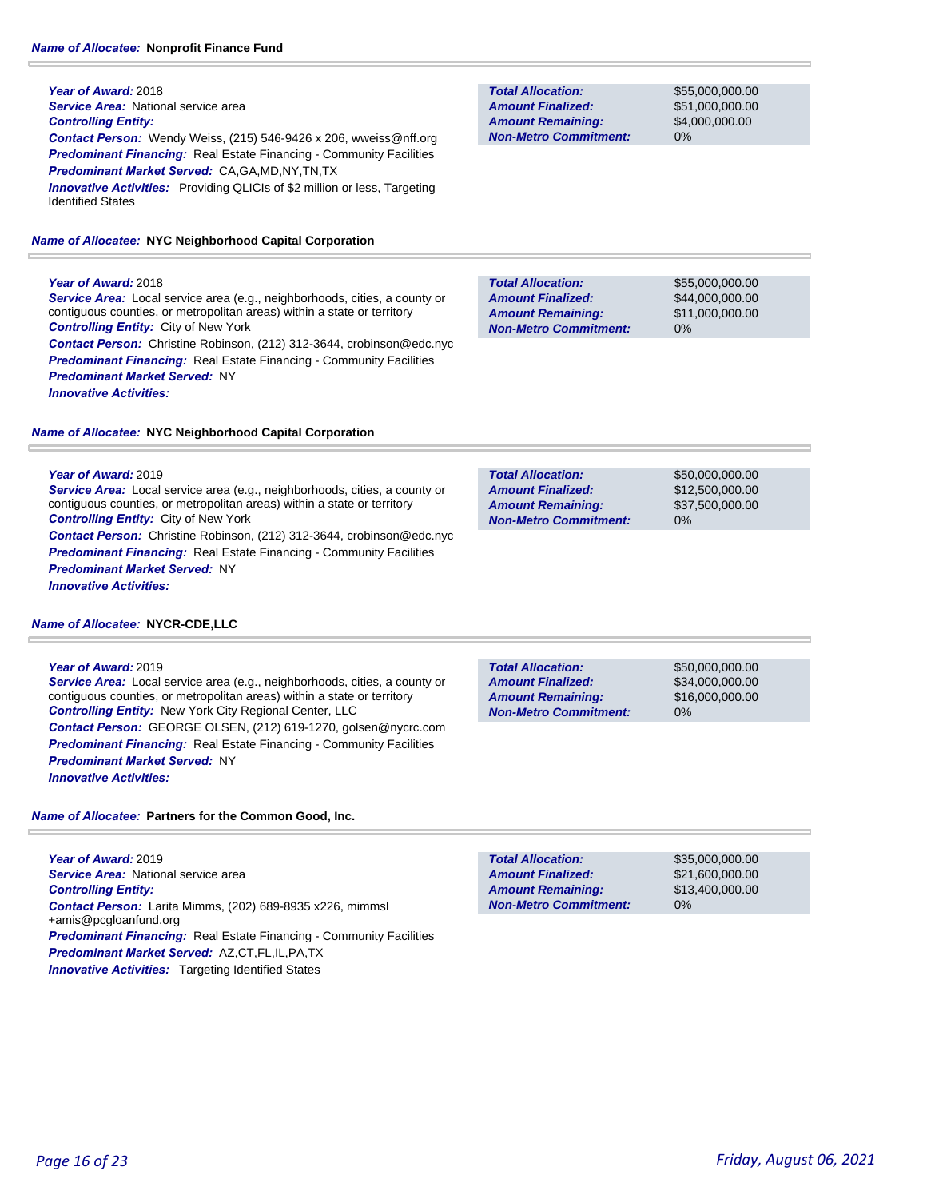**Name of Allocatee:** **Nonprofit Finance Fund**

***Year of Award:*** 2018
***Service Area:*** National service area
***Controlling Entity:***
***Contact Person:*** Wendy Weiss, (215) 546-9426 x 206, wweiss@nff.org
***Predominant Financing:*** Real Estate Financing - Community Facilities
***Predominant Market Served:*** CA,GA,MD,NY,TN,TX
***Innovative Activities:*** Providing QLICIs of $2 million or less, Targeting Identified States

| | |
|---|---|
| ***Total Allocation:*** | $55,000,000.00 |
| ***Amount Finalized:*** | $51,000,000.00 |
| ***Amount Remaining:*** | $4,000,000.00 |
| ***Non-Metro Commitment:*** | 0% |

**Name of Allocatee:** **NYC Neighborhood Capital Corporation**

***Year of Award:*** 2018
***Service Area:*** Local service area (e.g., neighborhoods, cities, a county or contiguous counties, or metropolitan areas) within a state or territory
***Controlling Entity:*** City of New York
***Contact Person:*** Christine Robinson, (212) 312-3644, crobinson@edc.nyc
***Predominant Financing:*** Real Estate Financing - Community Facilities
***Predominant Market Served:*** NY
***Innovative Activities:***

| | |
|---|---|
| ***Total Allocation:*** | $55,000,000.00 |
| ***Amount Finalized:*** | $44,000,000.00 |
| ***Amount Remaining:*** | $11,000,000.00 |
| ***Non-Metro Commitment:*** | 0% |

**Name of Allocatee:** **NYC Neighborhood Capital Corporation**

***Year of Award:*** 2019
***Service Area:*** Local service area (e.g., neighborhoods, cities, a county or contiguous counties, or metropolitan areas) within a state or territory
***Controlling Entity:*** City of New York
***Contact Person:*** Christine Robinson, (212) 312-3644, crobinson@edc.nyc
***Predominant Financing:*** Real Estate Financing - Community Facilities
***Predominant Market Served:*** NY
***Innovative Activities:***

| | |
|---|---|
| ***Total Allocation:*** | $50,000,000.00 |
| ***Amount Finalized:*** | $12,500,000.00 |
| ***Amount Remaining:*** | $37,500,000.00 |
| ***Non-Metro Commitment:*** | 0% |

**Name of Allocatee:** **NYCR-CDE,LLC**

***Year of Award:*** 2019
***Service Area:*** Local service area (e.g., neighborhoods, cities, a county or contiguous counties, or metropolitan areas) within a state or territory
***Controlling Entity:*** New York City Regional Center, LLC
***Contact Person:*** GEORGE OLSEN, (212) 619-1270, golsen@nycrc.com
***Predominant Financing:*** Real Estate Financing - Community Facilities
***Predominant Market Served:*** NY
***Innovative Activities:***

| | |
|---|---|
| ***Total Allocation:*** | $50,000,000.00 |
| ***Amount Finalized:*** | $34,000,000.00 |
| ***Amount Remaining:*** | $16,000,000.00 |
| ***Non-Metro Commitment:*** | 0% |

**Name of Allocatee:** **Partners for the Common Good, Inc.**

***Year of Award:*** 2019
***Service Area:*** National service area
***Controlling Entity:***
***Contact Person:*** Larita Mimms, (202) 689-8935 x226, mimmsl +amis@pcgloanfund.org
***Predominant Financing:*** Real Estate Financing - Community Facilities
***Predominant Market Served:*** AZ,CT,FL,IL,PA,TX
***Innovative Activities:*** Targeting Identified States

| | |
|---|---|
| ***Total Allocation:*** | $35,000,000.00 |
| ***Amount Finalized:*** | $21,600,000.00 |
| ***Amount Remaining:*** | $13,400,000.00 |
| ***Non-Metro Commitment:*** | 0% |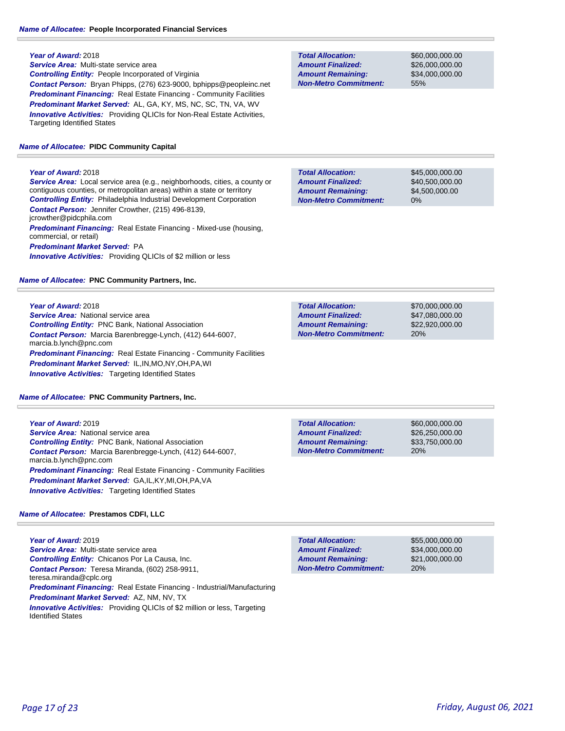**Name of Allocatee:** **People Incorporated Financial Services**

***Year of Award:*** 2018
***Service Area:*** Multi-state service area
***Controlling Entity:*** People Incorporated of Virginia
***Contact Person:*** Bryan Phipps, (276) 623-9000, bphipps@peopleinc.net
***Predominant Financing:*** Real Estate Financing - Community Facilities
***Predominant Market Served:*** AL, GA, KY, MS, NC, SC, TN, VA, WV
***Innovative Activities:*** Providing QLICIs for Non-Real Estate Activities, Targeting Identified States

| | |
|---|---|
| ***Total Allocation:*** | $60,000,000.00 |
| ***Amount Finalized:*** | $26,000,000.00 |
| ***Amount Remaining:*** | $34,000,000.00 |
| ***Non-Metro Commitment:*** | 55% |

**Name of Allocatee:** **PIDC Community Capital**

***Year of Award:*** 2018
***Service Area:*** Local service area (e.g., neighborhoods, cities, a county or contiguous counties, or metropolitan areas) within a state or territory
***Controlling Entity:*** Philadelphia Industrial Development Corporation
***Contact Person:*** Jennifer Crowther, (215) 496-8139, jcrowther@pidcphila.com
***Predominant Financing:*** Real Estate Financing - Mixed-use (housing, commercial, or retail)
***Predominant Market Served:*** PA
***Innovative Activities:*** Providing QLICIs of $2 million or less

| | |
|---|---|
| ***Total Allocation:*** | $45,000,000.00 |
| ***Amount Finalized:*** | $40,500,000.00 |
| ***Amount Remaining:*** | $4,500,000.00 |
| ***Non-Metro Commitment:*** | 0% |

**Name of Allocatee:** **PNC Community Partners, Inc.**

***Year of Award:*** 2018
***Service Area:*** National service area
***Controlling Entity:*** PNC Bank, National Association
***Contact Person:*** Marcia Barenbregge-Lynch, (412) 644-6007, marcia.b.lynch@pnc.com
***Predominant Financing:*** Real Estate Financing - Community Facilities
***Predominant Market Served:*** IL,IN,MO,NY,OH,PA,WI
***Innovative Activities:*** Targeting Identified States

| | |
|---|---|
| ***Total Allocation:*** | $70,000,000.00 |
| ***Amount Finalized:*** | $47,080,000.00 |
| ***Amount Remaining:*** | $22,920,000.00 |
| ***Non-Metro Commitment:*** | 20% |

**Name of Allocatee:** **PNC Community Partners, Inc.**

***Year of Award:*** 2019
***Service Area:*** National service area
***Controlling Entity:*** PNC Bank, National Association
***Contact Person:*** Marcia Barenbregge-Lynch, (412) 644-6007, marcia.b.lynch@pnc.com
***Predominant Financing:*** Real Estate Financing - Community Facilities
***Predominant Market Served:*** GA,IL,KY,MI,OH,PA,VA
***Innovative Activities:*** Targeting Identified States

| | |
|---|---|
| ***Total Allocation:*** | $60,000,000.00 |
| ***Amount Finalized:*** | $26,250,000.00 |
| ***Amount Remaining:*** | $33,750,000.00 |
| ***Non-Metro Commitment:*** | 20% |

**Name of Allocatee:** **Prestamos CDFI, LLC**

***Year of Award:*** 2019
***Service Area:*** Multi-state service area
***Controlling Entity:*** Chicanos Por La Causa, Inc.
***Contact Person:*** Teresa Miranda, (602) 258-9911, teresa.miranda@cplc.org
***Predominant Financing:*** Real Estate Financing - Industrial/Manufacturing
***Predominant Market Served:*** AZ, NM, NV, TX
***Innovative Activities:*** Providing QLICIs of $2 million or less, Targeting Identified States

| | |
|---|---|
| ***Total Allocation:*** | $55,000,000.00 |
| ***Amount Finalized:*** | $34,000,000.00 |
| ***Amount Remaining:*** | $21,000,000.00 |
| ***Non-Metro Commitment:*** | 20% |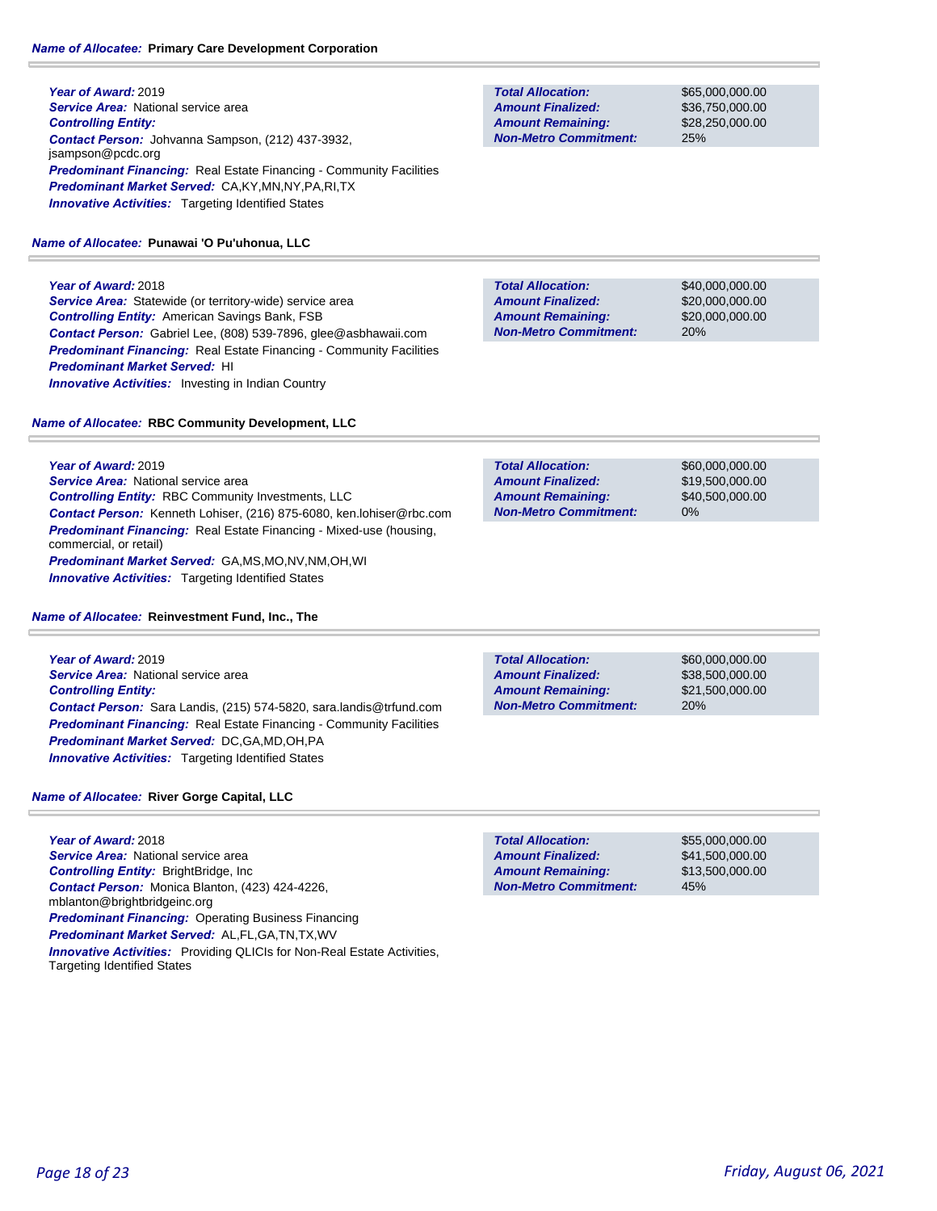**Name of Allocatee:** **Primary Care Development Corporation**

***Year of Award:*** 2019
***Service Area:*** National service area
***Controlling Entity:***
***Contact Person:*** Johvanna Sampson, (212) 437-3932, jsampson@pcdc.org
***Predominant Financing:*** Real Estate Financing - Community Facilities
***Predominant Market Served:*** CA,KY,MN,NY,PA,RI,TX
***Innovative Activities:*** Targeting Identified States

| | |
|---|---|
| ***Total Allocation:*** | $65,000,000.00 |
| ***Amount Finalized:*** | $36,750,000.00 |
| ***Amount Remaining:*** | $28,250,000.00 |
| ***Non-Metro Commitment:*** | 25% |

**Name of Allocatee:** **Punawai 'O Pu'uhonua, LLC**

***Year of Award:*** 2018
***Service Area:*** Statewide (or territory-wide) service area
***Controlling Entity:*** American Savings Bank, FSB
***Contact Person:*** Gabriel Lee, (808) 539-7896, glee@asbhawaii.com
***Predominant Financing:*** Real Estate Financing - Community Facilities
***Predominant Market Served:*** HI
***Innovative Activities:*** Investing in Indian Country

| | |
|---|---|
| ***Total Allocation:*** | $40,000,000.00 |
| ***Amount Finalized:*** | $20,000,000.00 |
| ***Amount Remaining:*** | $20,000,000.00 |
| ***Non-Metro Commitment:*** | 20% |

**Name of Allocatee:** **RBC Community Development, LLC**

***Year of Award:*** 2019
***Service Area:*** National service area
***Controlling Entity:*** RBC Community Investments, LLC
***Contact Person:*** Kenneth Lohiser, (216) 875-6080, ken.lohiser@rbc.com
***Predominant Financing:*** Real Estate Financing - Mixed-use (housing, commercial, or retail)
***Predominant Market Served:*** GA,MS,MO,NV,NM,OH,WI
***Innovative Activities:*** Targeting Identified States

| | |
|---|---|
| ***Total Allocation:*** | $60,000,000.00 |
| ***Amount Finalized:*** | $19,500,000.00 |
| ***Amount Remaining:*** | $40,500,000.00 |
| ***Non-Metro Commitment:*** | 0% |

**Name of Allocatee:** **Reinvestment Fund, Inc., The**

***Year of Award:*** 2019
***Service Area:*** National service area
***Controlling Entity:***
***Contact Person:*** Sara Landis, (215) 574-5820, sara.landis@trfund.com
***Predominant Financing:*** Real Estate Financing - Community Facilities
***Predominant Market Served:*** DC,GA,MD,OH,PA
***Innovative Activities:*** Targeting Identified States

| | |
|---|---|
| ***Total Allocation:*** | $60,000,000.00 |
| ***Amount Finalized:*** | $38,500,000.00 |
| ***Amount Remaining:*** | $21,500,000.00 |
| ***Non-Metro Commitment:*** | 20% |

**Name of Allocatee:** **River Gorge Capital, LLC**

***Year of Award:*** 2018
***Service Area:*** National service area
***Controlling Entity:*** BrightBridge, Inc
***Contact Person:*** Monica Blanton, (423) 424-4226, mblanton@brightbridgeinc.org
***Predominant Financing:*** Operating Business Financing
***Predominant Market Served:*** AL,FL,GA,TN,TX,WV
***Innovative Activities:*** Providing QLICIs for Non-Real Estate Activities, Targeting Identified States

| | |
|---|---|
| ***Total Allocation:*** | $55,000,000.00 |
| ***Amount Finalized:*** | $41,500,000.00 |
| ***Amount Remaining:*** | $13,500,000.00 |
| ***Non-Metro Commitment:*** | 45% |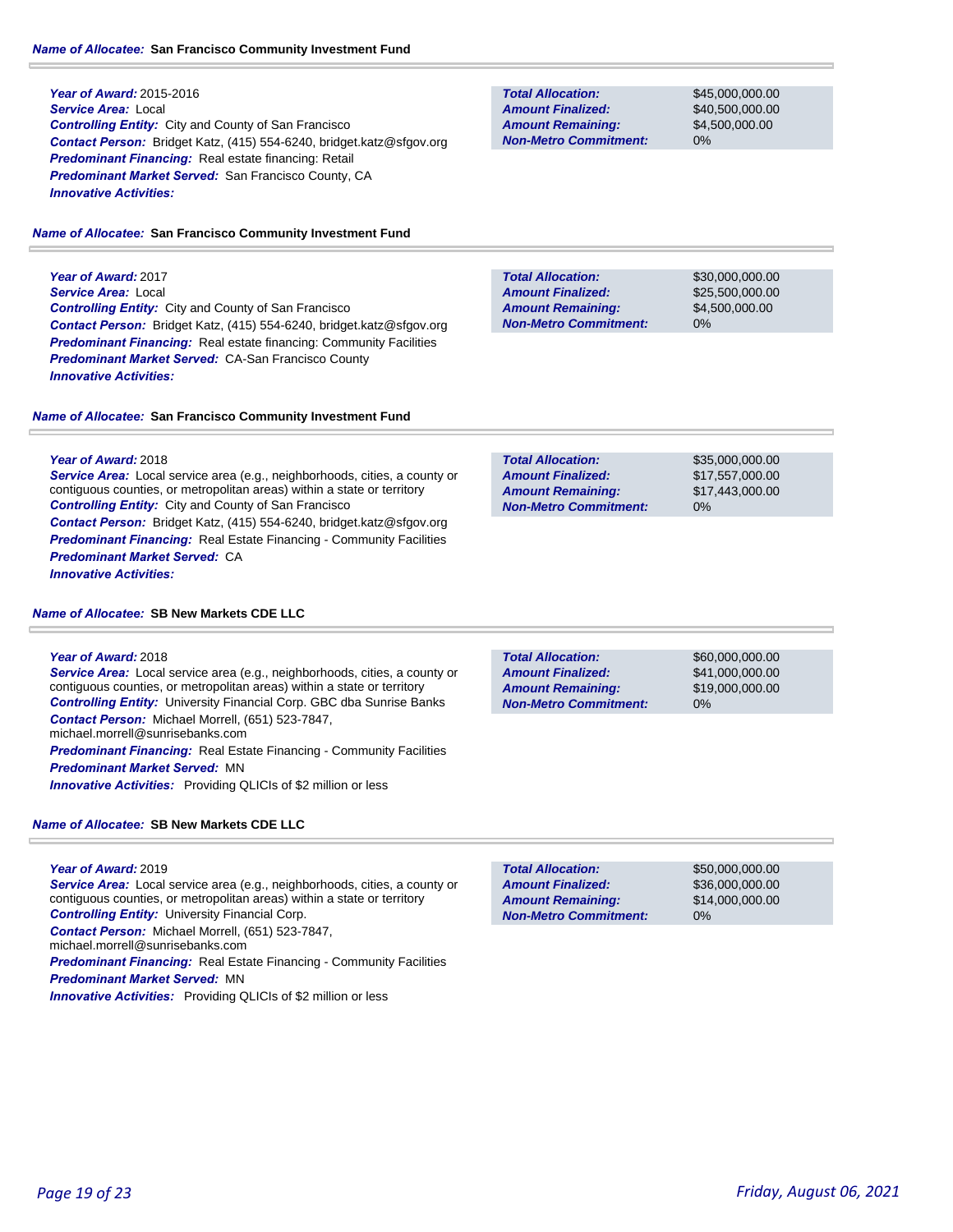**Name of Allocatee:** San Francisco Community Investment Fund

***Year of Award:*** 2015-2016
***Service Area:*** Local
***Controlling Entity:*** City and County of San Francisco
***Contact Person:*** Bridget Katz, (415) 554-6240, bridget.katz@sfgov.org
***Predominant Financing:*** Real estate financing: Retail
***Predominant Market Served:*** San Francisco County, CA
***Innovative Activities:***

| | |
|---|---|
| ***Total Allocation:*** | $45,000,000.00 |
| ***Amount Finalized:*** | $40,500,000.00 |
| ***Amount Remaining:*** | $4,500,000.00 |
| ***Non-Metro Commitment:*** | 0% |

**Name of Allocatee:** San Francisco Community Investment Fund

***Year of Award:*** 2017
***Service Area:*** Local
***Controlling Entity:*** City and County of San Francisco
***Contact Person:*** Bridget Katz, (415) 554-6240, bridget.katz@sfgov.org
***Predominant Financing:*** Real estate financing: Community Facilities
***Predominant Market Served:*** CA-San Francisco County
***Innovative Activities:***

| | |
|---|---|
| ***Total Allocation:*** | $30,000,000.00 |
| ***Amount Finalized:*** | $25,500,000.00 |
| ***Amount Remaining:*** | $4,500,000.00 |
| ***Non-Metro Commitment:*** | 0% |

**Name of Allocatee:** San Francisco Community Investment Fund

***Year of Award:*** 2018
***Service Area:*** Local service area (e.g., neighborhoods, cities, a county or contiguous counties, or metropolitan areas) within a state or territory
***Controlling Entity:*** City and County of San Francisco
***Contact Person:*** Bridget Katz, (415) 554-6240, bridget.katz@sfgov.org
***Predominant Financing:*** Real Estate Financing - Community Facilities
***Predominant Market Served:*** CA
***Innovative Activities:***

| | |
|---|---|
| ***Total Allocation:*** | $35,000,000.00 |
| ***Amount Finalized:*** | $17,557,000.00 |
| ***Amount Remaining:*** | $17,443,000.00 |
| ***Non-Metro Commitment:*** | 0% |

**Name of Allocatee:** SB New Markets CDE LLC

***Year of Award:*** 2018
***Service Area:*** Local service area (e.g., neighborhoods, cities, a county or contiguous counties, or metropolitan areas) within a state or territory
***Controlling Entity:*** University Financial Corp. GBC dba Sunrise Banks
***Contact Person:*** Michael Morrell, (651) 523-7847, michael.morrell@sunrisebanks.com
***Predominant Financing:*** Real Estate Financing - Community Facilities
***Predominant Market Served:*** MN
***Innovative Activities:*** Providing QLICIs of $2 million or less

| | |
|---|---|
| ***Total Allocation:*** | $60,000,000.00 |
| ***Amount Finalized:*** | $41,000,000.00 |
| ***Amount Remaining:*** | $19,000,000.00 |
| ***Non-Metro Commitment:*** | 0% |

**Name of Allocatee:** SB New Markets CDE LLC

***Year of Award:*** 2019
***Service Area:*** Local service area (e.g., neighborhoods, cities, a county or contiguous counties, or metropolitan areas) within a state or territory
***Controlling Entity:*** University Financial Corp.
***Contact Person:*** Michael Morrell, (651) 523-7847, michael.morrell@sunrisebanks.com
***Predominant Financing:*** Real Estate Financing - Community Facilities
***Predominant Market Served:*** MN
***Innovative Activities:*** Providing QLICIs of $2 million or less

| | |
|---|---|
| ***Total Allocation:*** | $50,000,000.00 |
| ***Amount Finalized:*** | $36,000,000.00 |
| ***Amount Remaining:*** | $14,000,000.00 |
| ***Non-Metro Commitment:*** | 0% |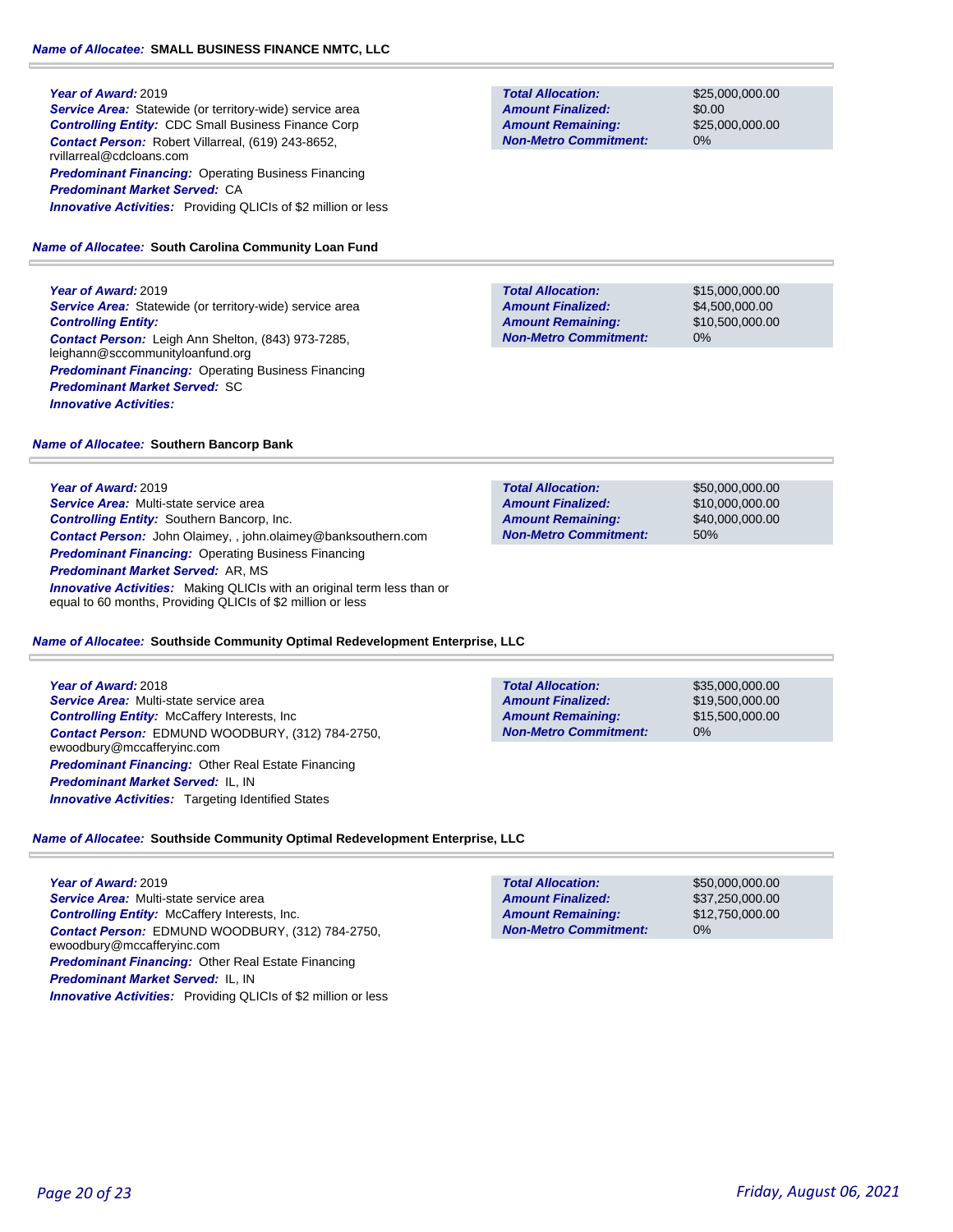**Name of Allocatee:** **SMALL BUSINESS FINANCE NMTC, LLC**

***Year of Award:*** 2019
***Service Area:*** Statewide (or territory-wide) service area
***Controlling Entity:*** CDC Small Business Finance Corp
***Contact Person:*** Robert Villarreal, (619) 243-8652, rvillarreal@cdcloans.com
***Predominant Financing:*** Operating Business Financing
***Predominant Market Served:*** CA
***Innovative Activities:*** Providing QLICIs of $2 million or less

| | |
|---|---|
| ***Total Allocation:*** | $25,000,000.00 |
| ***Amount Finalized:*** | $0.00 |
| ***Amount Remaining:*** | $25,000,000.00 |
| ***Non-Metro Commitment:*** | 0% |

**Name of Allocatee:** **South Carolina Community Loan Fund**

***Year of Award:*** 2019
***Service Area:*** Statewide (or territory-wide) service area
***Controlling Entity:***
***Contact Person:*** Leigh Ann Shelton, (843) 973-7285, leighann@sccommunityloanfund.org
***Predominant Financing:*** Operating Business Financing
***Predominant Market Served:*** SC
***Innovative Activities:***

| | |
|---|---|
| ***Total Allocation:*** | $15,000,000.00 |
| ***Amount Finalized:*** | $4,500,000.00 |
| ***Amount Remaining:*** | $10,500,000.00 |
| ***Non-Metro Commitment:*** | 0% |

**Name of Allocatee:** **Southern Bancorp Bank**

***Year of Award:*** 2019
***Service Area:*** Multi-state service area
***Controlling Entity:*** Southern Bancorp, Inc.
***Contact Person:*** John Olaimey, , john.olaimey@banksouthern.com
***Predominant Financing:*** Operating Business Financing
***Predominant Market Served:*** AR, MS
***Innovative Activities:*** Making QLICIs with an original term less than or equal to 60 months, Providing QLICIs of $2 million or less

| | |
|---|---|
| ***Total Allocation:*** | $50,000,000.00 |
| ***Amount Finalized:*** | $10,000,000.00 |
| ***Amount Remaining:*** | $40,000,000.00 |
| ***Non-Metro Commitment:*** | 50% |

**Name of Allocatee:** **Southside Community Optimal Redevelopment Enterprise, LLC**

***Year of Award:*** 2018
***Service Area:*** Multi-state service area
***Controlling Entity:*** McCaffery Interests, Inc
***Contact Person:*** EDMUND WOODBURY, (312) 784-2750, ewoodbury@mccafferyinc.com
***Predominant Financing:*** Other Real Estate Financing
***Predominant Market Served:*** IL, IN
***Innovative Activities:*** Targeting Identified States

| | |
|---|---|
| ***Total Allocation:*** | $35,000,000.00 |
| ***Amount Finalized:*** | $19,500,000.00 |
| ***Amount Remaining:*** | $15,500,000.00 |
| ***Non-Metro Commitment:*** | 0% |

**Name of Allocatee:** **Southside Community Optimal Redevelopment Enterprise, LLC**

***Year of Award:*** 2019
***Service Area:*** Multi-state service area
***Controlling Entity:*** McCaffery Interests, Inc.
***Contact Person:*** EDMUND WOODBURY, (312) 784-2750, ewoodbury@mccafferyinc.com
***Predominant Financing:*** Other Real Estate Financing
***Predominant Market Served:*** IL, IN
***Innovative Activities:*** Providing QLICIs of $2 million or less

| | |
|---|---|
| ***Total Allocation:*** | $50,000,000.00 |
| ***Amount Finalized:*** | $37,250,000.00 |
| ***Amount Remaining:*** | $12,750,000.00 |
| ***Non-Metro Commitment:*** | 0% |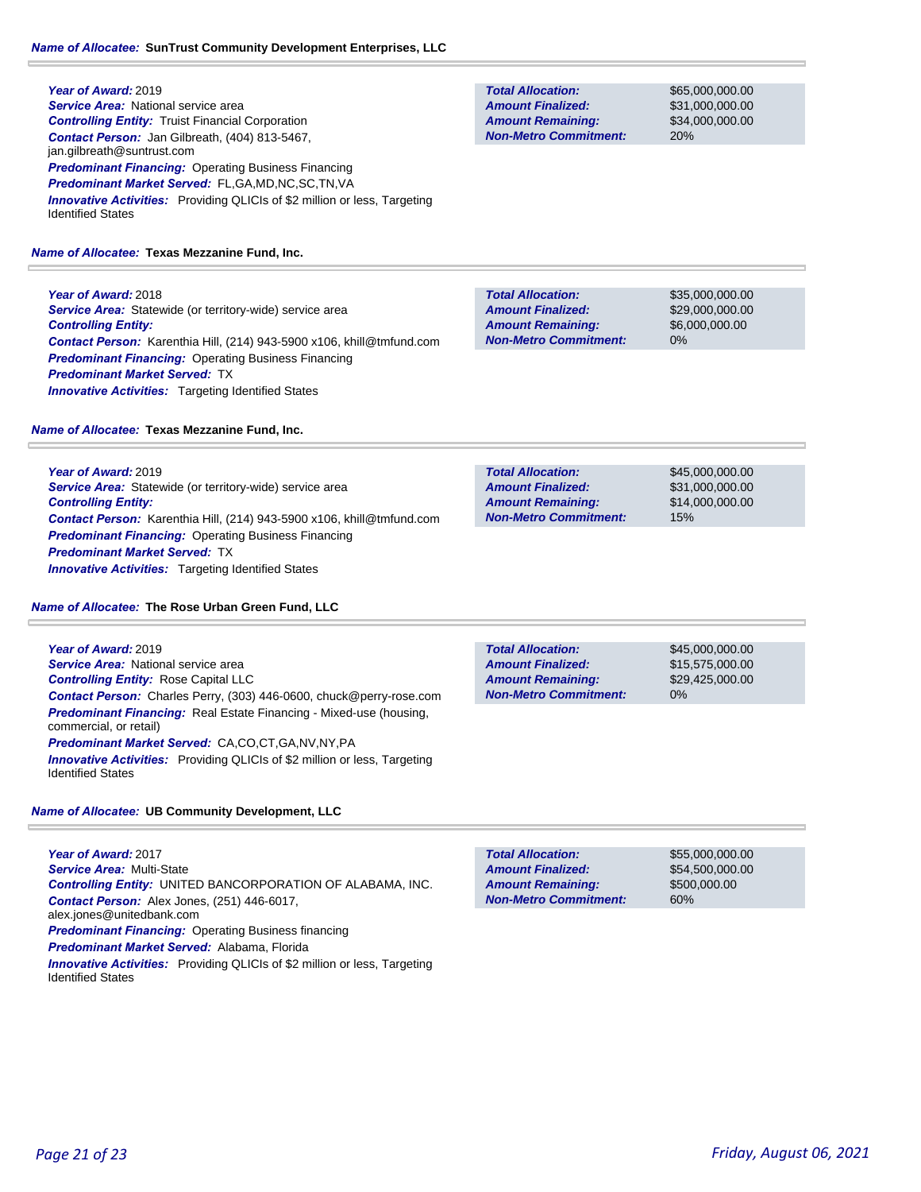**Name of Allocatee:** **SunTrust Community Development Enterprises, LLC**

***Year of Award:*** 2019
***Service Area:*** National service area
***Controlling Entity:*** Truist Financial Corporation
***Contact Person:*** Jan Gilbreath, (404) 813-5467, jan.gilbreath@suntrust.com
***Predominant Financing:*** Operating Business Financing
***Predominant Market Served:*** FL,GA,MD,NC,SC,TN,VA
***Innovative Activities:*** Providing QLICIs of $2 million or less, Targeting Identified States

| | |
|---|---|
| ***Total Allocation:*** | $65,000,000.00 |
| ***Amount Finalized:*** | $31,000,000.00 |
| ***Amount Remaining:*** | $34,000,000.00 |
| ***Non-Metro Commitment:*** | 20% |

**Name of Allocatee:** **Texas Mezzanine Fund, Inc.**

***Year of Award:*** 2018
***Service Area:*** Statewide (or territory-wide) service area
***Controlling Entity:***
***Contact Person:*** Karenthia Hill, (214) 943-5900 x106, khill@tmfund.com
***Predominant Financing:*** Operating Business Financing
***Predominant Market Served:*** TX
***Innovative Activities:*** Targeting Identified States

| | |
|---|---|
| ***Total Allocation:*** | $35,000,000.00 |
| ***Amount Finalized:*** | $29,000,000.00 |
| ***Amount Remaining:*** | $6,000,000.00 |
| ***Non-Metro Commitment:*** | 0% |

**Name of Allocatee:** **Texas Mezzanine Fund, Inc.**

***Year of Award:*** 2019
***Service Area:*** Statewide (or territory-wide) service area
***Controlling Entity:***
***Contact Person:*** Karenthia Hill, (214) 943-5900 x106, khill@tmfund.com
***Predominant Financing:*** Operating Business Financing
***Predominant Market Served:*** TX
***Innovative Activities:*** Targeting Identified States

| | |
|---|---|
| ***Total Allocation:*** | $45,000,000.00 |
| ***Amount Finalized:*** | $31,000,000.00 |
| ***Amount Remaining:*** | $14,000,000.00 |
| ***Non-Metro Commitment:*** | 15% |

**Name of Allocatee:** **The Rose Urban Green Fund, LLC**

***Year of Award:*** 2019
***Service Area:*** National service area
***Controlling Entity:*** Rose Capital LLC
***Contact Person:*** Charles Perry, (303) 446-0600, chuck@perry-rose.com
***Predominant Financing:*** Real Estate Financing - Mixed-use (housing, commercial, or retail)
***Predominant Market Served:*** CA,CO,CT,GA,NV,NY,PA
***Innovative Activities:*** Providing QLICIs of $2 million or less, Targeting Identified States

| | |
|---|---|
| ***Total Allocation:*** | $45,000,000.00 |
| ***Amount Finalized:*** | $15,575,000.00 |
| ***Amount Remaining:*** | $29,425,000.00 |
| ***Non-Metro Commitment:*** | 0% |

**Name of Allocatee:** **UB Community Development, LLC**

***Year of Award:*** 2017
***Service Area:*** Multi-State
***Controlling Entity:*** UNITED BANCORPORATION OF ALABAMA, INC.
***Contact Person:*** Alex Jones, (251) 446-6017, alex.jones@unitedbank.com
***Predominant Financing:*** Operating Business financing
***Predominant Market Served:*** Alabama, Florida
***Innovative Activities:*** Providing QLICIs of $2 million or less, Targeting Identified States

| | |
|---|---|
| ***Total Allocation:*** | $55,000,000.00 |
| ***Amount Finalized:*** | $54,500,000.00 |
| ***Amount Remaining:*** | $500,000.00 |
| ***Non-Metro Commitment:*** | 60% |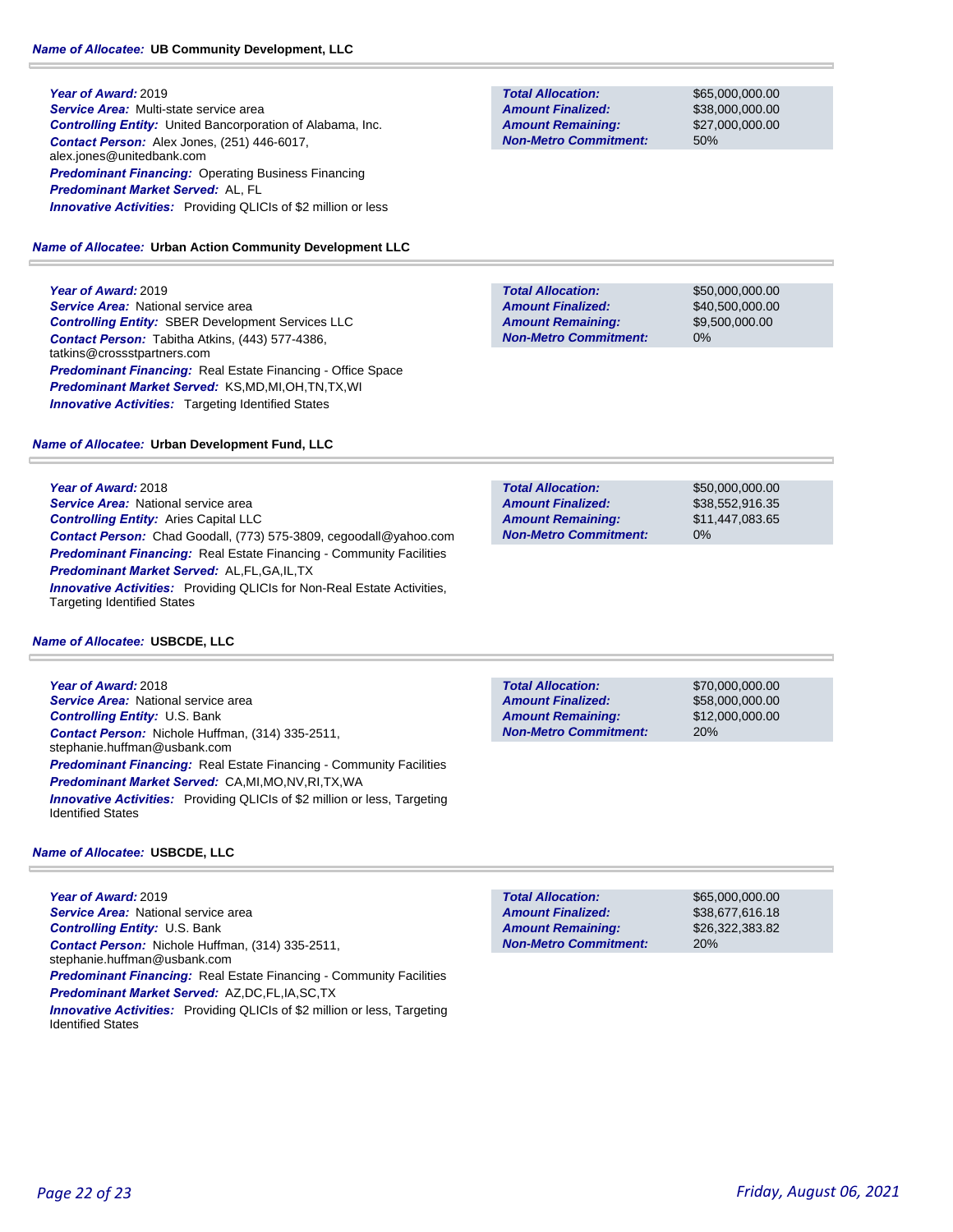### Name of Allocatee: UB Community Development, LLC

***Year of Award:*** 2019
***Service Area:*** Multi-state service area
***Controlling Entity:*** United Bancorporation of Alabama, Inc.
***Contact Person:*** Alex Jones, (251) 446-6017, alex.jones@unitedbank.com
***Predominant Financing:*** Operating Business Financing
***Predominant Market Served:*** AL, FL
***Innovative Activities:*** Providing QLICIs of $2 million or less

| | |
|---|---|
| ***Total Allocation:*** | $65,000,000.00 |
| ***Amount Finalized:*** | $38,000,000.00 |
| ***Amount Remaining:*** | $27,000,000.00 |
| ***Non-Metro Commitment:*** | 50% |

### Name of Allocatee: Urban Action Community Development LLC

***Year of Award:*** 2019
***Service Area:*** National service area
***Controlling Entity:*** SBER Development Services LLC
***Contact Person:*** Tabitha Atkins, (443) 577-4386, tatkins@crossstpartners.com
***Predominant Financing:*** Real Estate Financing - Office Space
***Predominant Market Served:*** KS,MD,MI,OH,TN,TX,WI
***Innovative Activities:*** Targeting Identified States

| | |
|---|---|
| ***Total Allocation:*** | $50,000,000.00 |
| ***Amount Finalized:*** | $40,500,000.00 |
| ***Amount Remaining:*** | $9,500,000.00 |
| ***Non-Metro Commitment:*** | 0% |

### Name of Allocatee: Urban Development Fund, LLC

***Year of Award:*** 2018
***Service Area:*** National service area
***Controlling Entity:*** Aries Capital LLC
***Contact Person:*** Chad Goodall, (773) 575-3809, cegoodall@yahoo.com
***Predominant Financing:*** Real Estate Financing - Community Facilities
***Predominant Market Served:*** AL,FL,GA,IL,TX
***Innovative Activities:*** Providing QLICIs for Non-Real Estate Activities, Targeting Identified States

| | |
|---|---|
| ***Total Allocation:*** | $50,000,000.00 |
| ***Amount Finalized:*** | $38,552,916.35 |
| ***Amount Remaining:*** | $11,447,083.65 |
| ***Non-Metro Commitment:*** | 0% |

### Name of Allocatee: USBCDE, LLC

***Year of Award:*** 2018
***Service Area:*** National service area
***Controlling Entity:*** U.S. Bank
***Contact Person:*** Nichole Huffman, (314) 335-2511, stephanie.huffman@usbank.com
***Predominant Financing:*** Real Estate Financing - Community Facilities
***Predominant Market Served:*** CA,MI,MO,NV,RI,TX,WA
***Innovative Activities:*** Providing QLICIs of $2 million or less, Targeting Identified States

| | |
|---|---|
| ***Total Allocation:*** | $70,000,000.00 |
| ***Amount Finalized:*** | $58,000,000.00 |
| ***Amount Remaining:*** | $12,000,000.00 |
| ***Non-Metro Commitment:*** | 20% |

### Name of Allocatee: USBCDE, LLC

***Year of Award:*** 2019
***Service Area:*** National service area
***Controlling Entity:*** U.S. Bank
***Contact Person:*** Nichole Huffman, (314) 335-2511, stephanie.huffman@usbank.com
***Predominant Financing:*** Real Estate Financing - Community Facilities
***Predominant Market Served:*** AZ,DC,FL,IA,SC,TX
***Innovative Activities:*** Providing QLICIs of $2 million or less, Targeting Identified States

| | |
|---|---|
| ***Total Allocation:*** | $65,000,000.00 |
| ***Amount Finalized:*** | $38,677,616.18 |
| ***Amount Remaining:*** | $26,322,383.82 |
| ***Non-Metro Commitment:*** | 20% |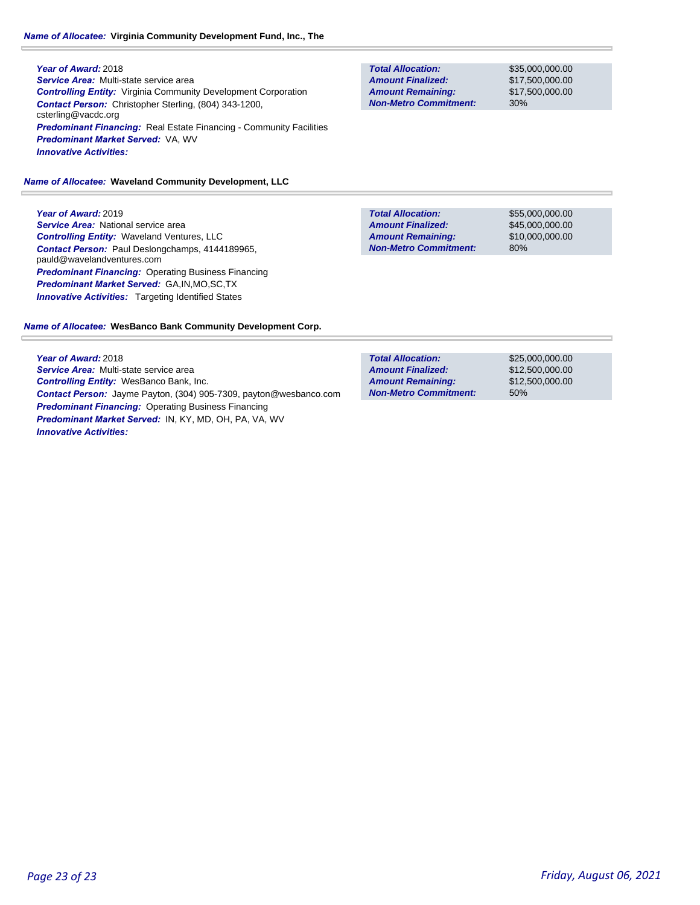***Name of Allocatee:*** **Virginia Community Development Fund, Inc., The**

***Year of Award:*** 2018
***Service Area:*** Multi-state service area
***Controlling Entity:*** Virginia Community Development Corporation
***Contact Person:*** Christopher Sterling, (804) 343-1200, csterling@vacdc.org
***Predominant Financing:*** Real Estate Financing - Community Facilities
***Predominant Market Served:*** VA, WV
***Innovative Activities:***

| | |
|---|---|
| ***Total Allocation:*** | $35,000,000.00 |
| ***Amount Finalized:*** | $17,500,000.00 |
| ***Amount Remaining:*** | $17,500,000.00 |
| ***Non-Metro Commitment:*** | 30% |

***Name of Allocatee:*** **Waveland Community Development, LLC**

***Year of Award:*** 2019
***Service Area:*** National service area
***Controlling Entity:*** Waveland Ventures, LLC
***Contact Person:*** Paul Deslongchamps, 4144189965, pauld@wavelandventures.com
***Predominant Financing:*** Operating Business Financing
***Predominant Market Served:*** GA,IN,MO,SC,TX
***Innovative Activities:*** Targeting Identified States

| | |
|---|---|
| ***Total Allocation:*** | $55,000,000.00 |
| ***Amount Finalized:*** | $45,000,000.00 |
| ***Amount Remaining:*** | $10,000,000.00 |
| ***Non-Metro Commitment:*** | 80% |

***Name of Allocatee:*** **WesBanco Bank Community Development Corp.**

***Year of Award:*** 2018
***Service Area:*** Multi-state service area
***Controlling Entity:*** WesBanco Bank, Inc.
***Contact Person:*** Jayme Payton, (304) 905-7309, payton@wesbanco.com
***Predominant Financing:*** Operating Business Financing
***Predominant Market Served:*** IN, KY, MD, OH, PA, VA, WV
***Innovative Activities:***

| | |
|---|---|
| ***Total Allocation:*** | $25,000,000.00 |
| ***Amount Finalized:*** | $12,500,000.00 |
| ***Amount Remaining:*** | $12,500,000.00 |
| ***Non-Metro Commitment:*** | 50% |